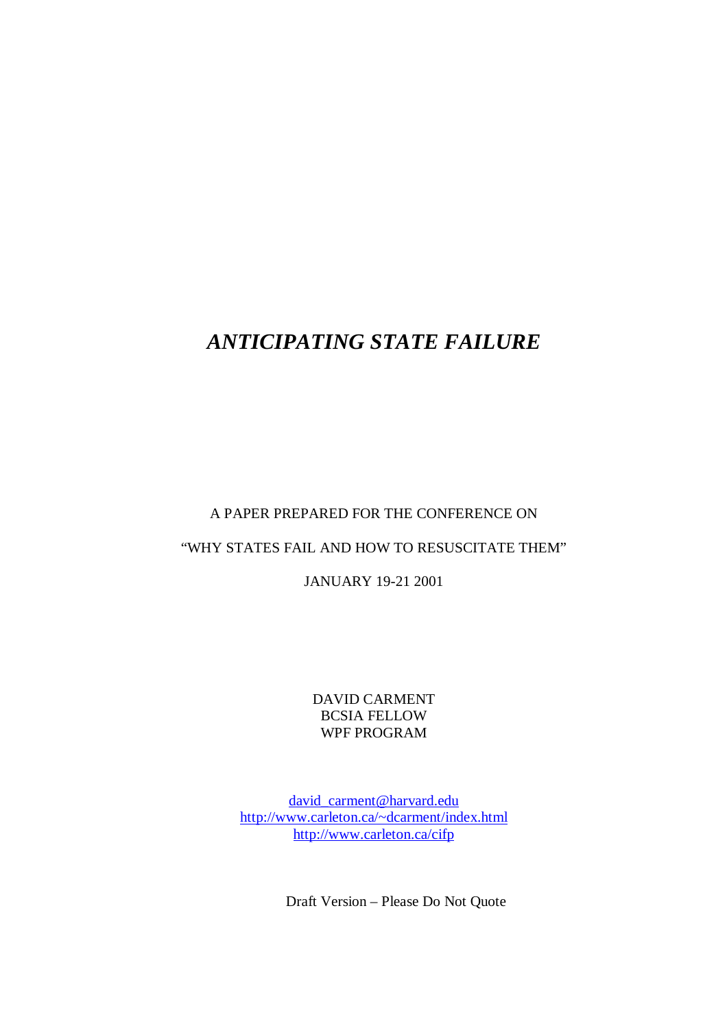# *ANTICIPATING STATE FAILURE*

A PAPER PREPARED FOR THE CONFERENCE ON

"WHY STATES FAIL AND HOW TO RESUSCITATE THEM"

JANUARY 19-21 2001

DAVID CARMENT
BCSIA FELLOW
WPF PROGRAM

david_carment@harvard.edu
http://www.carleton.ca/~dcarment/index.html
http://www.carleton.ca/cifp

Draft Version – Please Do Not Quote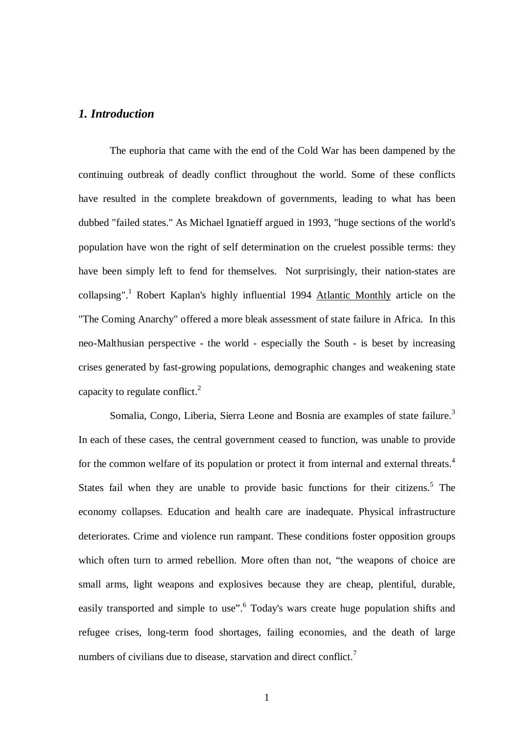## *1. Introduction*

The euphoria that came with the end of the Cold War has been dampened by the continuing outbreak of deadly conflict throughout the world. Some of these conflicts have resulted in the complete breakdown of governments, leading to what has been dubbed "failed states." As Michael Ignatieff argued in 1993, "huge sections of the world's population have won the right of self determination on the cruelest possible terms: they have been simply left to fend for themselves. Not surprisingly, their nation-states are collapsing".[1] Robert Kaplan's highly influential 1994 Atlantic Monthly article on the "The Coming Anarchy" offered a more bleak assessment of state failure in Africa. In this neo-Malthusian perspective - the world - especially the South - is beset by increasing crises generated by fast-growing populations, demographic changes and weakening state capacity to regulate conflict.[2]

Somalia, Congo, Liberia, Sierra Leone and Bosnia are examples of state failure.[3] In each of these cases, the central government ceased to function, was unable to provide for the common welfare of its population or protect it from internal and external threats.[4] States fail when they are unable to provide basic functions for their citizens.[5] The economy collapses. Education and health care are inadequate. Physical infrastructure deteriorates. Crime and violence run rampant. These conditions foster opposition groups which often turn to armed rebellion. More often than not, "the weapons of choice are small arms, light weapons and explosives because they are cheap, plentiful, durable, easily transported and simple to use".[6] Today's wars create huge population shifts and refugee crises, long-term food shortages, failing economies, and the death of large numbers of civilians due to disease, starvation and direct conflict.[7]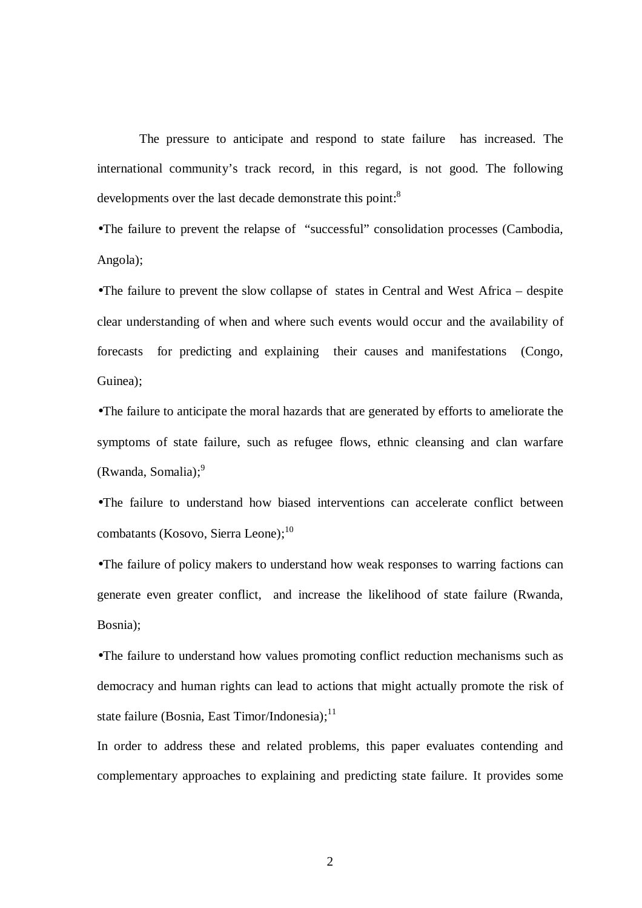The pressure to anticipate and respond to state failure has increased. The international community's track record, in this regard, is not good. The following developments over the last decade demonstrate this point:[8]

- The failure to prevent the relapse of "successful" consolidation processes (Cambodia, Angola);
- The failure to prevent the slow collapse of states in Central and West Africa – despite clear understanding of when and where such events would occur and the availability of forecasts for predicting and explaining their causes and manifestations (Congo, Guinea);
- The failure to anticipate the moral hazards that are generated by efforts to ameliorate the symptoms of state failure, such as refugee flows, ethnic cleansing and clan warfare (Rwanda, Somalia);[9]
- The failure to understand how biased interventions can accelerate conflict between combatants (Kosovo, Sierra Leone);[10]
- The failure of policy makers to understand how weak responses to warring factions can generate even greater conflict, and increase the likelihood of state failure (Rwanda, Bosnia);
- The failure to understand how values promoting conflict reduction mechanisms such as democracy and human rights can lead to actions that might actually promote the risk of state failure (Bosnia, East Timor/Indonesia);[11]

In order to address these and related problems, this paper evaluates contending and complementary approaches to explaining and predicting state failure. It provides some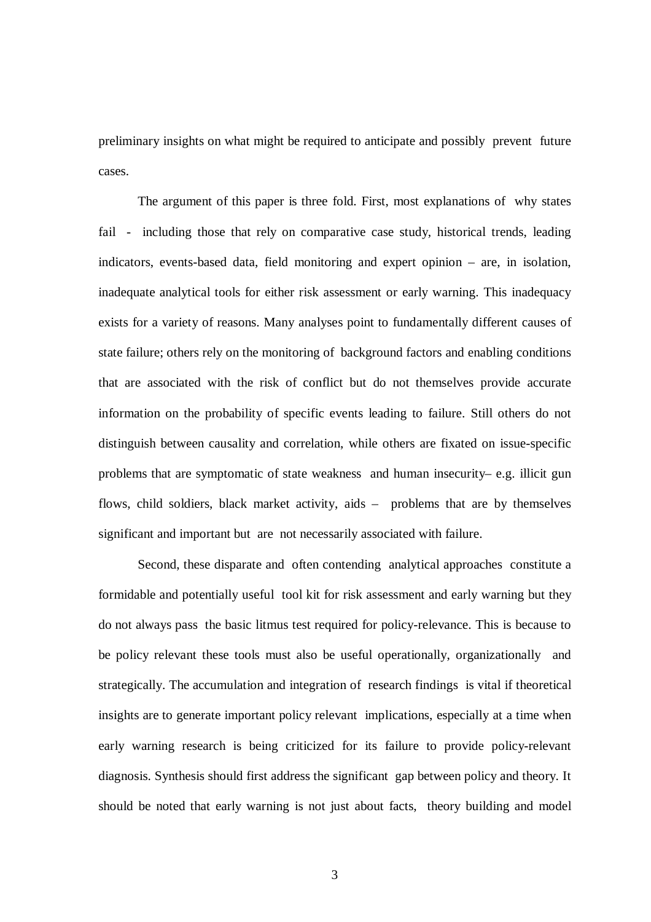preliminary insights on what might be required to anticipate and possibly prevent future cases.

The argument of this paper is three fold. First, most explanations of why states fail - including those that rely on comparative case study, historical trends, leading indicators, events-based data, field monitoring and expert opinion – are, in isolation, inadequate analytical tools for either risk assessment or early warning. This inadequacy exists for a variety of reasons. Many analyses point to fundamentally different causes of state failure; others rely on the monitoring of background factors and enabling conditions that are associated with the risk of conflict but do not themselves provide accurate information on the probability of specific events leading to failure. Still others do not distinguish between causality and correlation, while others are fixated on issue-specific problems that are symptomatic of state weakness and human insecurity– e.g. illicit gun flows, child soldiers, black market activity, aids – problems that are by themselves significant and important but are not necessarily associated with failure.

Second, these disparate and often contending analytical approaches constitute a formidable and potentially useful tool kit for risk assessment and early warning but they do not always pass the basic litmus test required for policy-relevance. This is because to be policy relevant these tools must also be useful operationally, organizationally and strategically. The accumulation and integration of research findings is vital if theoretical insights are to generate important policy relevant implications, especially at a time when early warning research is being criticized for its failure to provide policy-relevant diagnosis. Synthesis should first address the significant gap between policy and theory. It should be noted that early warning is not just about facts, theory building and model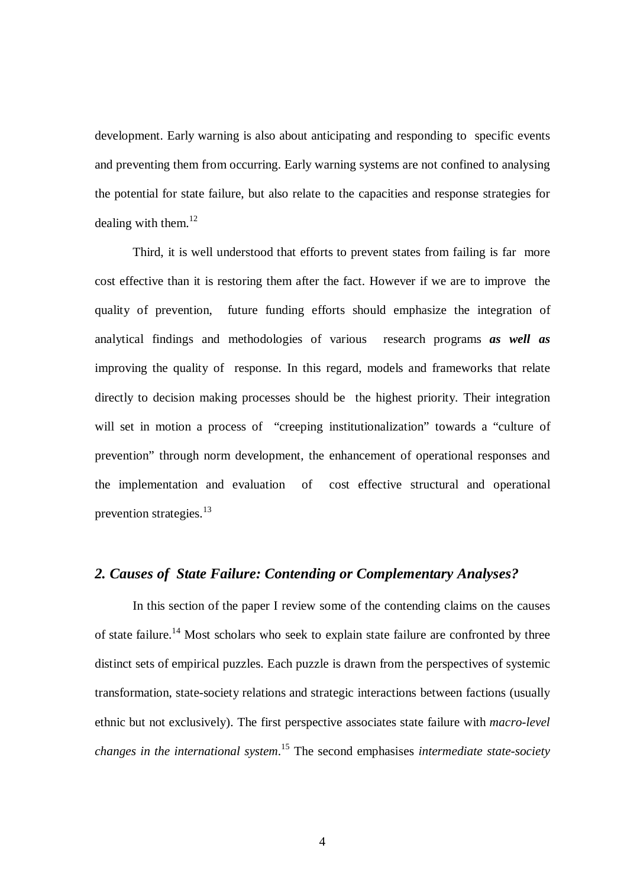development. Early warning is also about anticipating and responding to specific events and preventing them from occurring. Early warning systems are not confined to analysing the potential for state failure, but also relate to the capacities and response strategies for dealing with them.[12]

Third, it is well understood that efforts to prevent states from failing is far more cost effective than it is restoring them after the fact. However if we are to improve the quality of prevention, future funding efforts should emphasize the integration of analytical findings and methodologies of various research programs ***as well as*** improving the quality of response. In this regard, models and frameworks that relate directly to decision making processes should be the highest priority. Their integration will set in motion a process of "creeping institutionalization" towards a "culture of prevention" through norm development, the enhancement of operational responses and the implementation and evaluation of cost effective structural and operational prevention strategies.[13]

## *2. Causes of State Failure: Contending or Complementary Analyses?*

In this section of the paper I review some of the contending claims on the causes of state failure.[14] Most scholars who seek to explain state failure are confronted by three distinct sets of empirical puzzles. Each puzzle is drawn from the perspectives of systemic transformation, state-society relations and strategic interactions between factions (usually ethnic but not exclusively). The first perspective associates state failure with *macro-level changes in the international system*.[15] The second emphasises *intermediate state-society*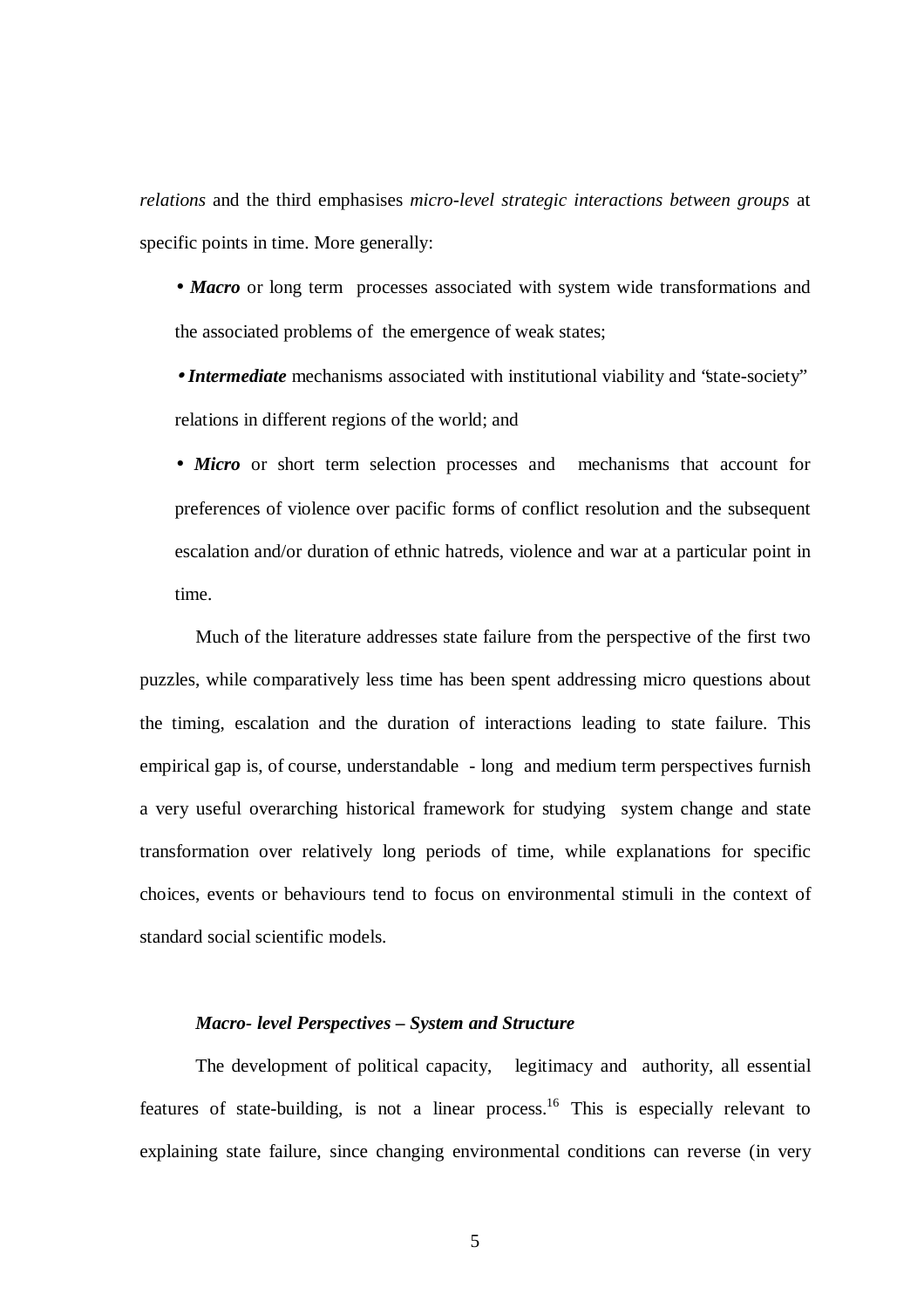*relations* and the third emphasises *micro-level strategic interactions between groups* at specific points in time. More generally:

- ***Macro*** or long term processes associated with system wide transformations and the associated problems of the emergence of weak states;
- ***Intermediate*** mechanisms associated with institutional viability and "state-society" relations in different regions of the world; and
- ***Micro*** or short term selection processes and mechanisms that account for preferences of violence over pacific forms of conflict resolution and the subsequent escalation and/or duration of ethnic hatreds, violence and war at a particular point in time.

Much of the literature addresses state failure from the perspective of the first two puzzles, while comparatively less time has been spent addressing micro questions about the timing, escalation and the duration of interactions leading to state failure. This empirical gap is, of course, understandable - long and medium term perspectives furnish a very useful overarching historical framework for studying system change and state transformation over relatively long periods of time, while explanations for specific choices, events or behaviours tend to focus on environmental stimuli in the context of standard social scientific models.

### *Macro- level Perspectives – System and Structure*

The development of political capacity, legitimacy and authority, all essential features of state-building, is not a linear process.[16] This is especially relevant to explaining state failure, since changing environmental conditions can reverse (in very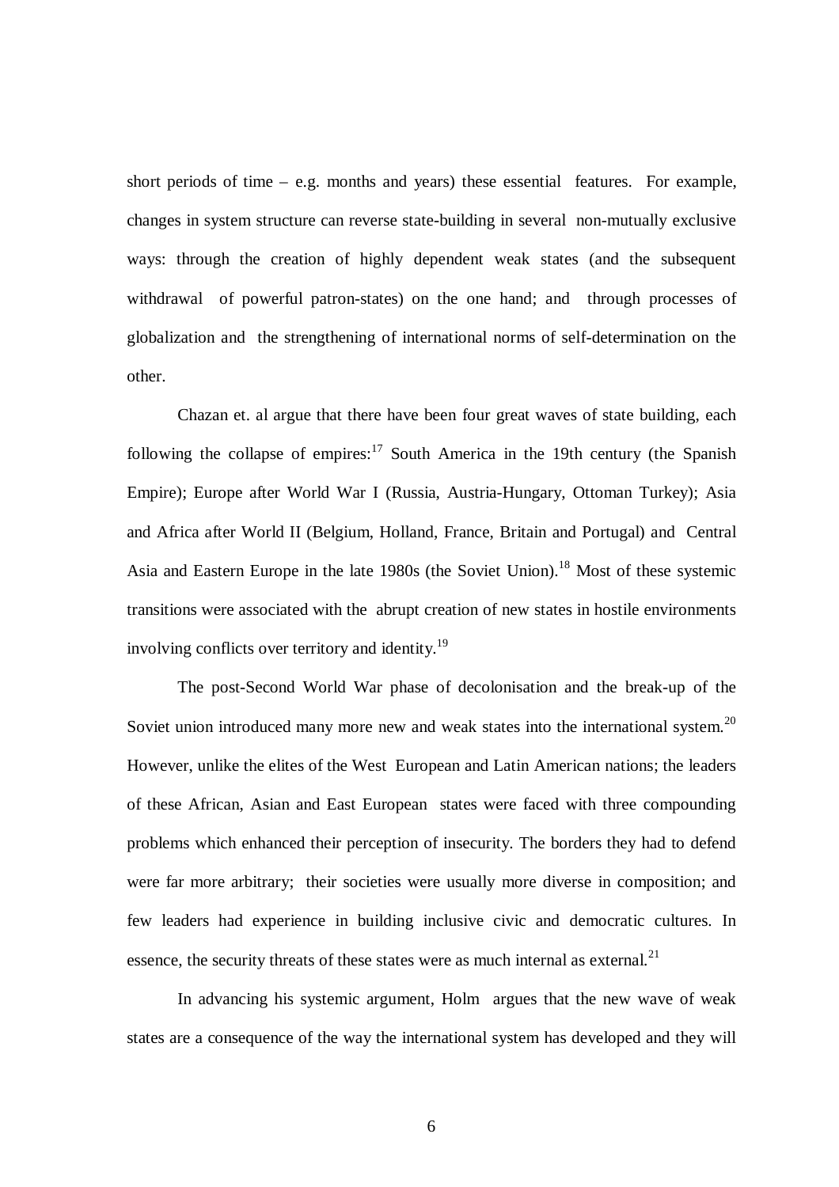short periods of time – e.g. months and years) these essential features. For example, changes in system structure can reverse state-building in several non-mutually exclusive ways: through the creation of highly dependent weak states (and the subsequent withdrawal of powerful patron-states) on the one hand; and through processes of globalization and the strengthening of international norms of self-determination on the other.

Chazan et. al argue that there have been four great waves of state building, each following the collapse of empires:[17] South America in the 19th century (the Spanish Empire); Europe after World War I (Russia, Austria-Hungary, Ottoman Turkey); Asia and Africa after World II (Belgium, Holland, France, Britain and Portugal) and Central Asia and Eastern Europe in the late 1980s (the Soviet Union).[18] Most of these systemic transitions were associated with the abrupt creation of new states in hostile environments involving conflicts over territory and identity.[19]

The post-Second World War phase of decolonisation and the break-up of the Soviet union introduced many more new and weak states into the international system.[20] However, unlike the elites of the West European and Latin American nations; the leaders of these African, Asian and East European states were faced with three compounding problems which enhanced their perception of insecurity. The borders they had to defend were far more arbitrary; their societies were usually more diverse in composition; and few leaders had experience in building inclusive civic and democratic cultures. In essence, the security threats of these states were as much internal as external.[21]

In advancing his systemic argument, Holm argues that the new wave of weak states are a consequence of the way the international system has developed and they will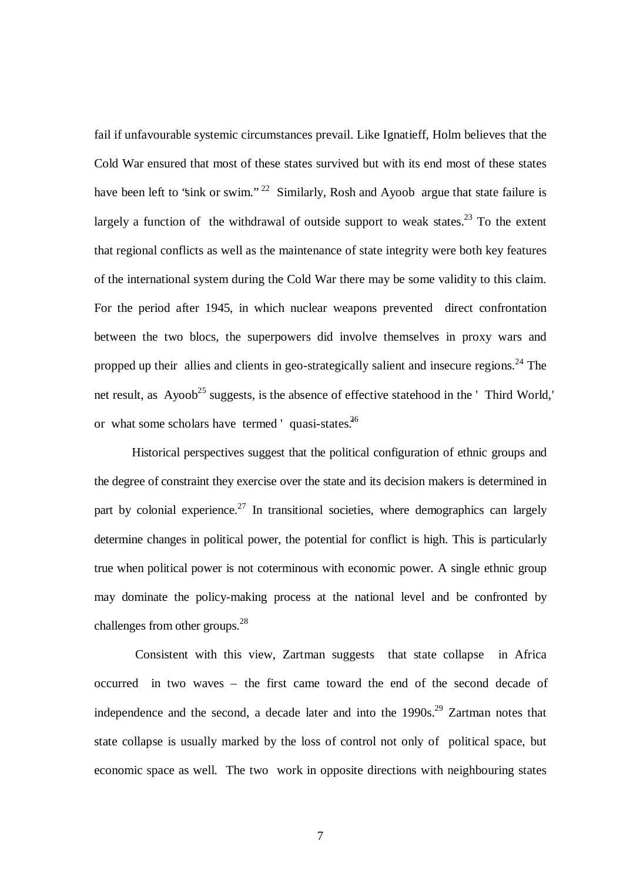fail if unfavourable systemic circumstances prevail. Like Ignatieff, Holm believes that the Cold War ensured that most of these states survived but with its end most of these states have been left to "sink or swim."[22] Similarly, Rosh and Ayoob argue that state failure is largely a function of the withdrawal of outside support to weak states.[23] To the extent that regional conflicts as well as the maintenance of state integrity were both key features of the international system during the Cold War there may be some validity to this claim. For the period after 1945, in which nuclear weapons prevented direct confrontation between the two blocs, the superpowers did involve themselves in proxy wars and propped up their allies and clients in geo-strategically salient and insecure regions.[24] The net result, as Ayoob[25] suggests, is the absence of effective statehood in the 'Third World,' or what some scholars have termed 'quasi-states.'[26]

Historical perspectives suggest that the political configuration of ethnic groups and the degree of constraint they exercise over the state and its decision makers is determined in part by colonial experience.[27] In transitional societies, where demographics can largely determine changes in political power, the potential for conflict is high. This is particularly true when political power is not coterminous with economic power. A single ethnic group may dominate the policy-making process at the national level and be confronted by challenges from other groups.[28]

Consistent with this view, Zartman suggests that state collapse in Africa occurred in two waves – the first came toward the end of the second decade of independence and the second, a decade later and into the 1990s.[29] Zartman notes that state collapse is usually marked by the loss of control not only of political space, but economic space as well. The two work in opposite directions with neighbouring states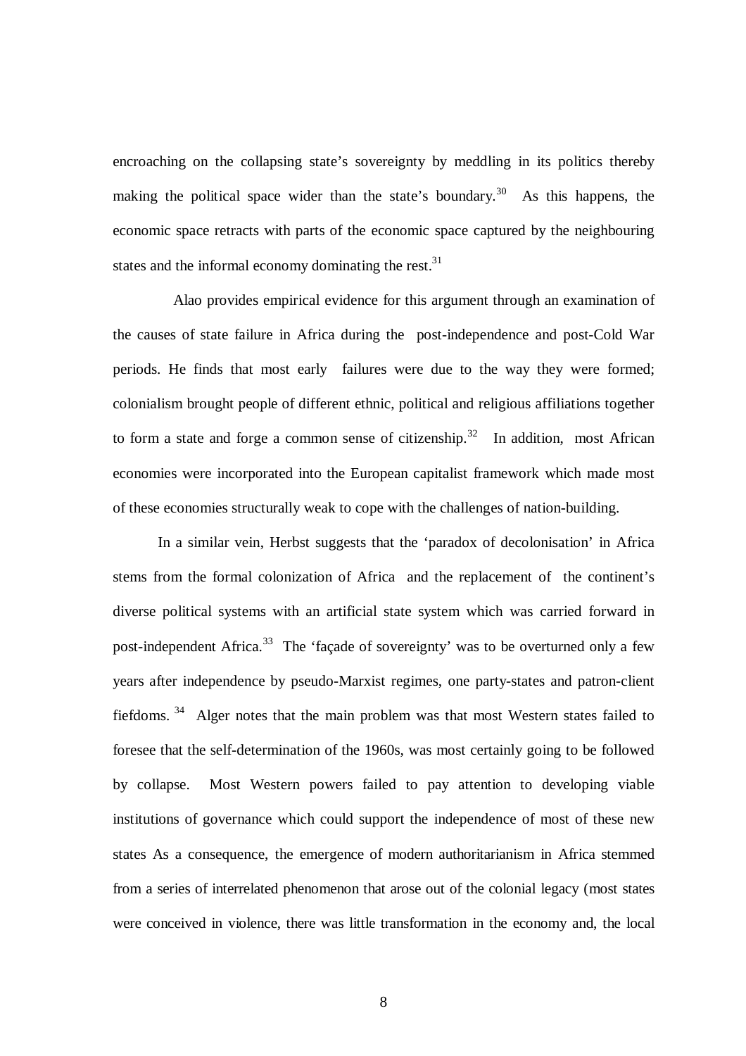encroaching on the collapsing state's sovereignty by meddling in its politics thereby making the political space wider than the state's boundary.[30] As this happens, the economic space retracts with parts of the economic space captured by the neighbouring states and the informal economy dominating the rest.[31]

Alao provides empirical evidence for this argument through an examination of the causes of state failure in Africa during the post-independence and post-Cold War periods. He finds that most early failures were due to the way they were formed; colonialism brought people of different ethnic, political and religious affiliations together to form a state and forge a common sense of citizenship.[32] In addition, most African economies were incorporated into the European capitalist framework which made most of these economies structurally weak to cope with the challenges of nation-building.

In a similar vein, Herbst suggests that the 'paradox of decolonisation' in Africa stems from the formal colonization of Africa and the replacement of the continent's diverse political systems with an artificial state system which was carried forward in post-independent Africa.[33] The 'façade of sovereignty' was to be overturned only a few years after independence by pseudo-Marxist regimes, one party-states and patron-client fiefdoms.[34] Alger notes that the main problem was that most Western states failed to foresee that the self-determination of the 1960s, was most certainly going to be followed by collapse. Most Western powers failed to pay attention to developing viable institutions of governance which could support the independence of most of these new states As a consequence, the emergence of modern authoritarianism in Africa stemmed from a series of interrelated phenomenon that arose out of the colonial legacy (most states were conceived in violence, there was little transformation in the economy and, the local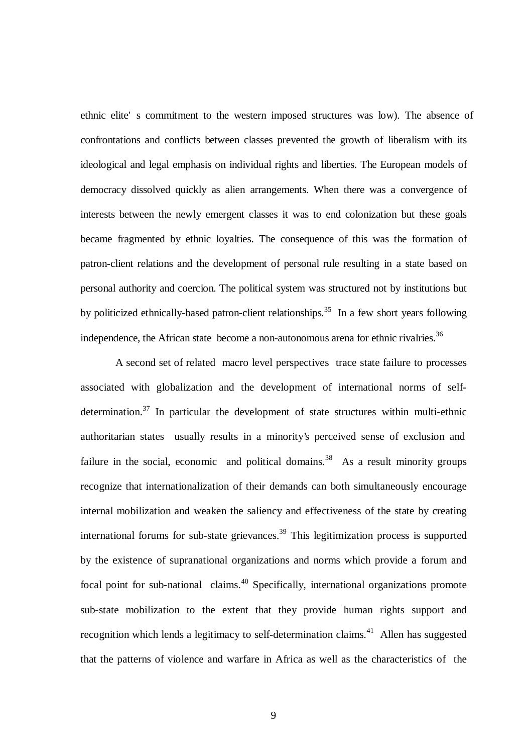ethnic elite' s commitment to the western imposed structures was low). The absence of confrontations and conflicts between classes prevented the growth of liberalism with its ideological and legal emphasis on individual rights and liberties. The European models of democracy dissolved quickly as alien arrangements. When there was a convergence of interests between the newly emergent classes it was to end colonization but these goals became fragmented by ethnic loyalties. The consequence of this was the formation of patron-client relations and the development of personal rule resulting in a state based on personal authority and coercion. The political system was structured not by institutions but by politicized ethnically-based patron-client relationships.[35] In a few short years following independence, the African state become a non-autonomous arena for ethnic rivalries.[36]

A second set of related macro level perspectives trace state failure to processes associated with globalization and the development of international norms of self-determination.[37] In particular the development of state structures within multi-ethnic authoritarian states usually results in a minority's perceived sense of exclusion and failure in the social, economic and political domains.[38] As a result minority groups recognize that internationalization of their demands can both simultaneously encourage internal mobilization and weaken the saliency and effectiveness of the state by creating international forums for sub-state grievances.[39] This legitimization process is supported by the existence of supranational organizations and norms which provide a forum and focal point for sub-national claims.[40] Specifically, international organizations promote sub-state mobilization to the extent that they provide human rights support and recognition which lends a legitimacy to self-determination claims.[41] Allen has suggested that the patterns of violence and warfare in Africa as well as the characteristics of the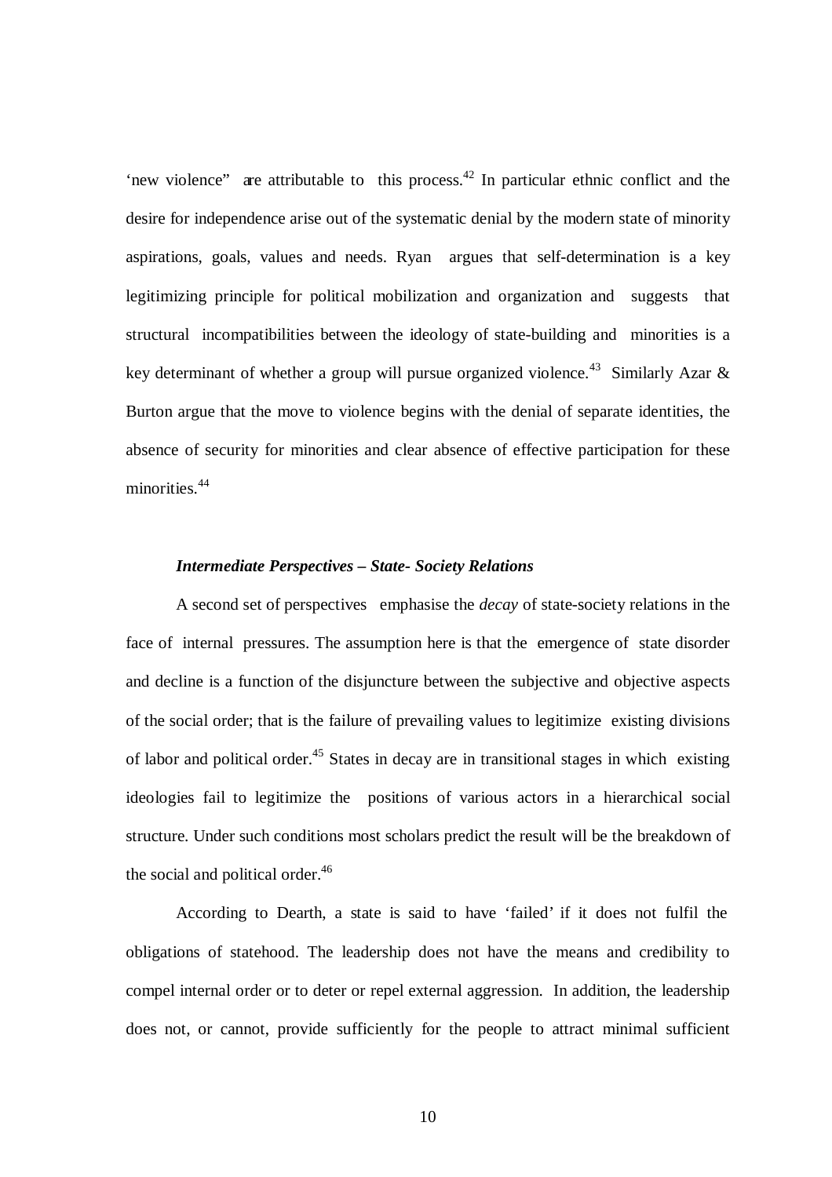'new violence" are attributable to this process.[42] In particular ethnic conflict and the desire for independence arise out of the systematic denial by the modern state of minority aspirations, goals, values and needs. Ryan argues that self-determination is a key legitimizing principle for political mobilization and organization and suggests that structural incompatibilities between the ideology of state-building and minorities is a key determinant of whether a group will pursue organized violence.[43] Similarly Azar & Burton argue that the move to violence begins with the denial of separate identities, the absence of security for minorities and clear absence of effective participation for these minorities.[44]

***Intermediate Perspectives – State- Society Relations***

A second set of perspectives emphasise the *decay* of state-society relations in the face of internal pressures. The assumption here is that the emergence of state disorder and decline is a function of the disjuncture between the subjective and objective aspects of the social order; that is the failure of prevailing values to legitimize existing divisions of labor and political order.[45] States in decay are in transitional stages in which existing ideologies fail to legitimize the positions of various actors in a hierarchical social structure. Under such conditions most scholars predict the result will be the breakdown of the social and political order.[46]

According to Dearth, a state is said to have 'failed' if it does not fulfil the obligations of statehood. The leadership does not have the means and credibility to compel internal order or to deter or repel external aggression. In addition, the leadership does not, or cannot, provide sufficiently for the people to attract minimal sufficient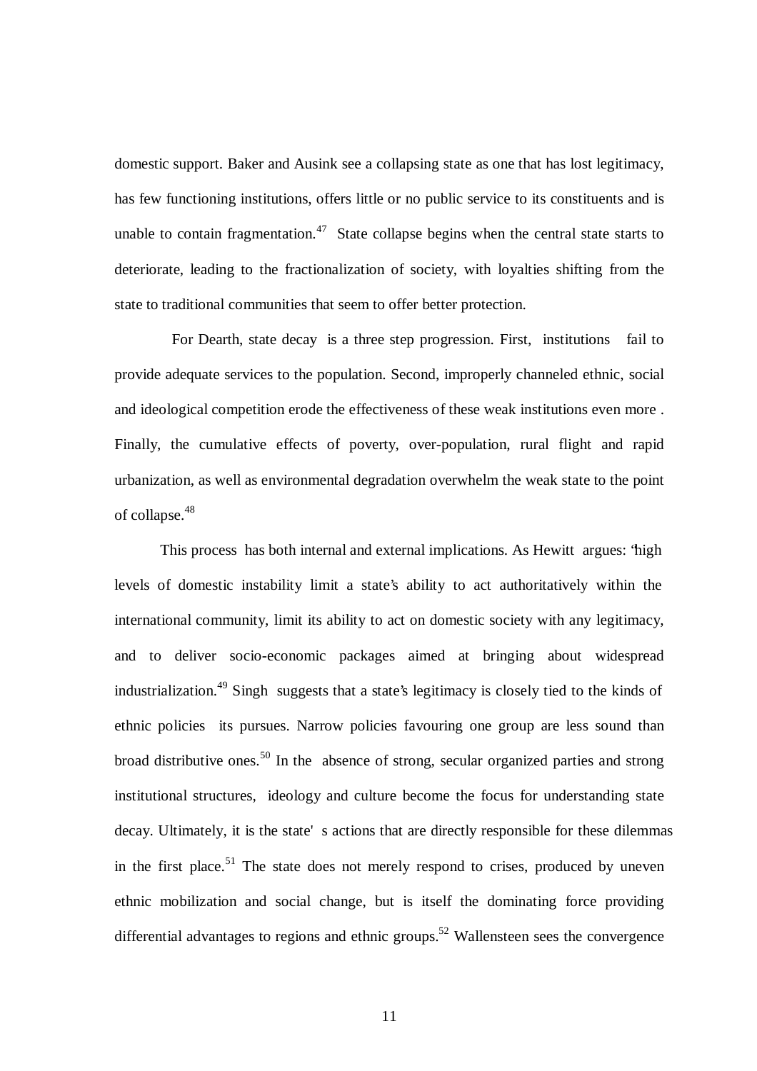domestic support. Baker and Ausink see a collapsing state as one that has lost legitimacy, has few functioning institutions, offers little or no public service to its constituents and is unable to contain fragmentation.[47] State collapse begins when the central state starts to deteriorate, leading to the fractionalization of society, with loyalties shifting from the state to traditional communities that seem to offer better protection.

For Dearth, state decay is a three step progression. First, institutions fail to provide adequate services to the population. Second, improperly channeled ethnic, social and ideological competition erode the effectiveness of these weak institutions even more . Finally, the cumulative effects of poverty, over-population, rural flight and rapid urbanization, as well as environmental degradation overwhelm the weak state to the point of collapse.[48]

This process has both internal and external implications. As Hewitt argues: "high levels of domestic instability limit a state's ability to act authoritatively within the international community, limit its ability to act on domestic society with any legitimacy, and to deliver socio-economic packages aimed at bringing about widespread industrialization.[49] Singh suggests that a state's legitimacy is closely tied to the kinds of ethnic policies its pursues. Narrow policies favouring one group are less sound than broad distributive ones.[50] In the absence of strong, secular organized parties and strong institutional structures, ideology and culture become the focus for understanding state decay. Ultimately, it is the state' s actions that are directly responsible for these dilemmas in the first place.[51] The state does not merely respond to crises, produced by uneven ethnic mobilization and social change, but is itself the dominating force providing differential advantages to regions and ethnic groups.[52] Wallensteen sees the convergence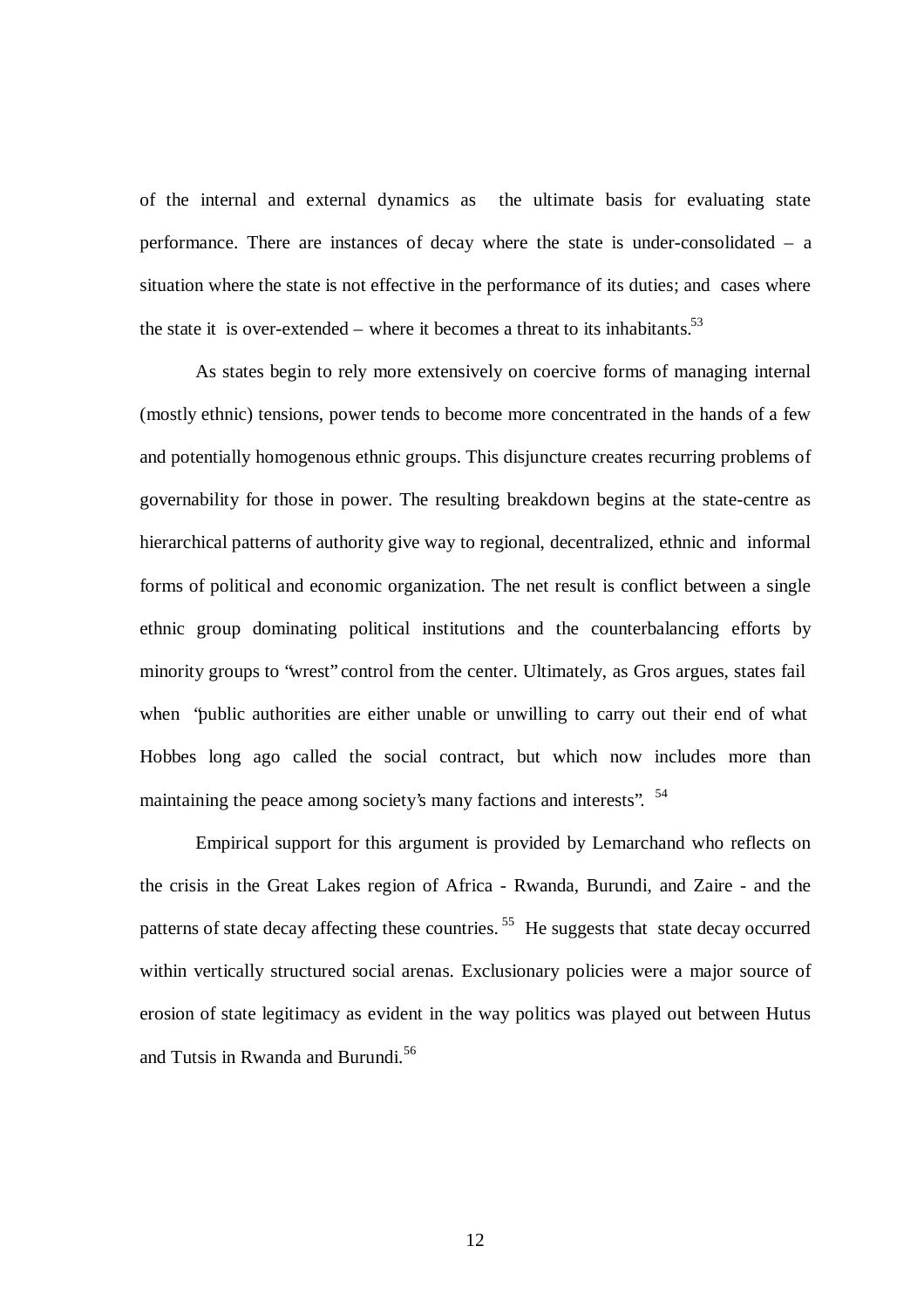of the internal and external dynamics as the ultimate basis for evaluating state performance. There are instances of decay where the state is under-consolidated – a situation where the state is not effective in the performance of its duties; and cases where the state it is over-extended – where it becomes a threat to its inhabitants.[53]

As states begin to rely more extensively on coercive forms of managing internal (mostly ethnic) tensions, power tends to become more concentrated in the hands of a few and potentially homogenous ethnic groups. This disjuncture creates recurring problems of governability for those in power. The resulting breakdown begins at the state-centre as hierarchical patterns of authority give way to regional, decentralized, ethnic and informal forms of political and economic organization. The net result is conflict between a single ethnic group dominating political institutions and the counterbalancing efforts by minority groups to "wrest" control from the center. Ultimately, as Gros argues, states fail when "public authorities are either unable or unwilling to carry out their end of what Hobbes long ago called the social contract, but which now includes more than maintaining the peace among society's many factions and interests". [54]

Empirical support for this argument is provided by Lemarchand who reflects on the crisis in the Great Lakes region of Africa - Rwanda, Burundi, and Zaire - and the patterns of state decay affecting these countries. [55] He suggests that state decay occurred within vertically structured social arenas. Exclusionary policies were a major source of erosion of state legitimacy as evident in the way politics was played out between Hutus and Tutsis in Rwanda and Burundi.[56]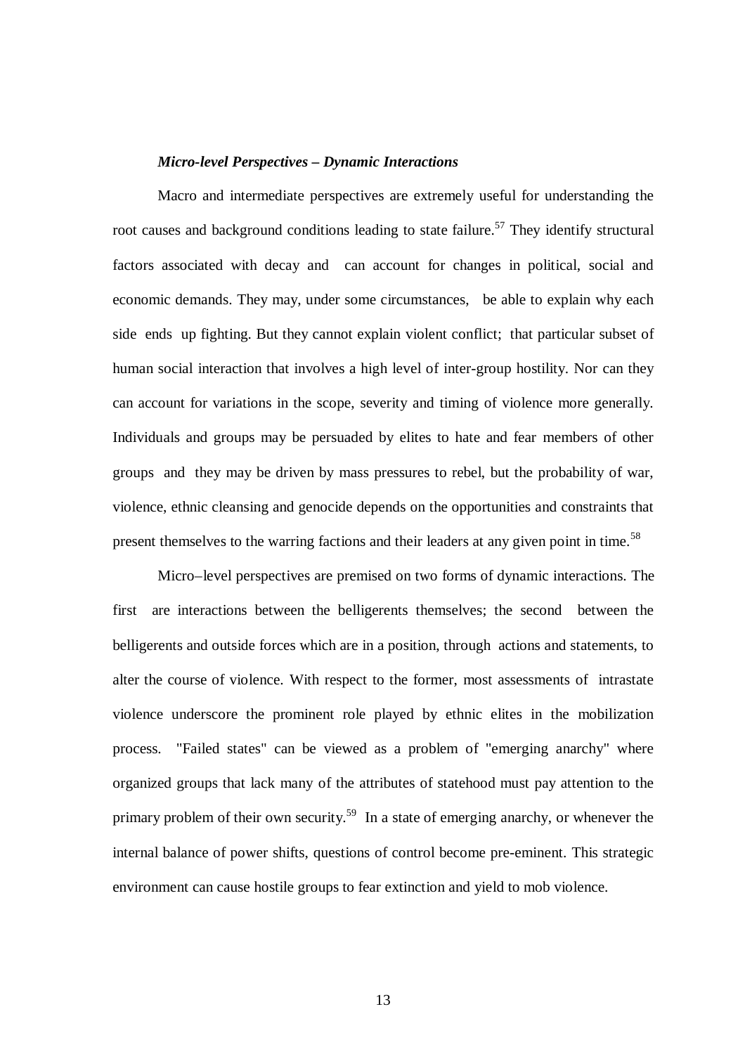### *Micro-level Perspectives – Dynamic Interactions*

Macro and intermediate perspectives are extremely useful for understanding the root causes and background conditions leading to state failure.[57] They identify structural factors associated with decay and can account for changes in political, social and economic demands. They may, under some circumstances, be able to explain why each side ends up fighting. But they cannot explain violent conflict; that particular subset of human social interaction that involves a high level of inter-group hostility. Nor can they can account for variations in the scope, severity and timing of violence more generally. Individuals and groups may be persuaded by elites to hate and fear members of other groups and they may be driven by mass pressures to rebel, but the probability of war, violence, ethnic cleansing and genocide depends on the opportunities and constraints that present themselves to the warring factions and their leaders at any given point in time.[58]

Micro–level perspectives are premised on two forms of dynamic interactions. The first are interactions between the belligerents themselves; the second between the belligerents and outside forces which are in a position, through actions and statements, to alter the course of violence. With respect to the former, most assessments of intrastate violence underscore the prominent role played by ethnic elites in the mobilization process. "Failed states" can be viewed as a problem of "emerging anarchy" where organized groups that lack many of the attributes of statehood must pay attention to the primary problem of their own security.[59] In a state of emerging anarchy, or whenever the internal balance of power shifts, questions of control become pre-eminent. This strategic environment can cause hostile groups to fear extinction and yield to mob violence.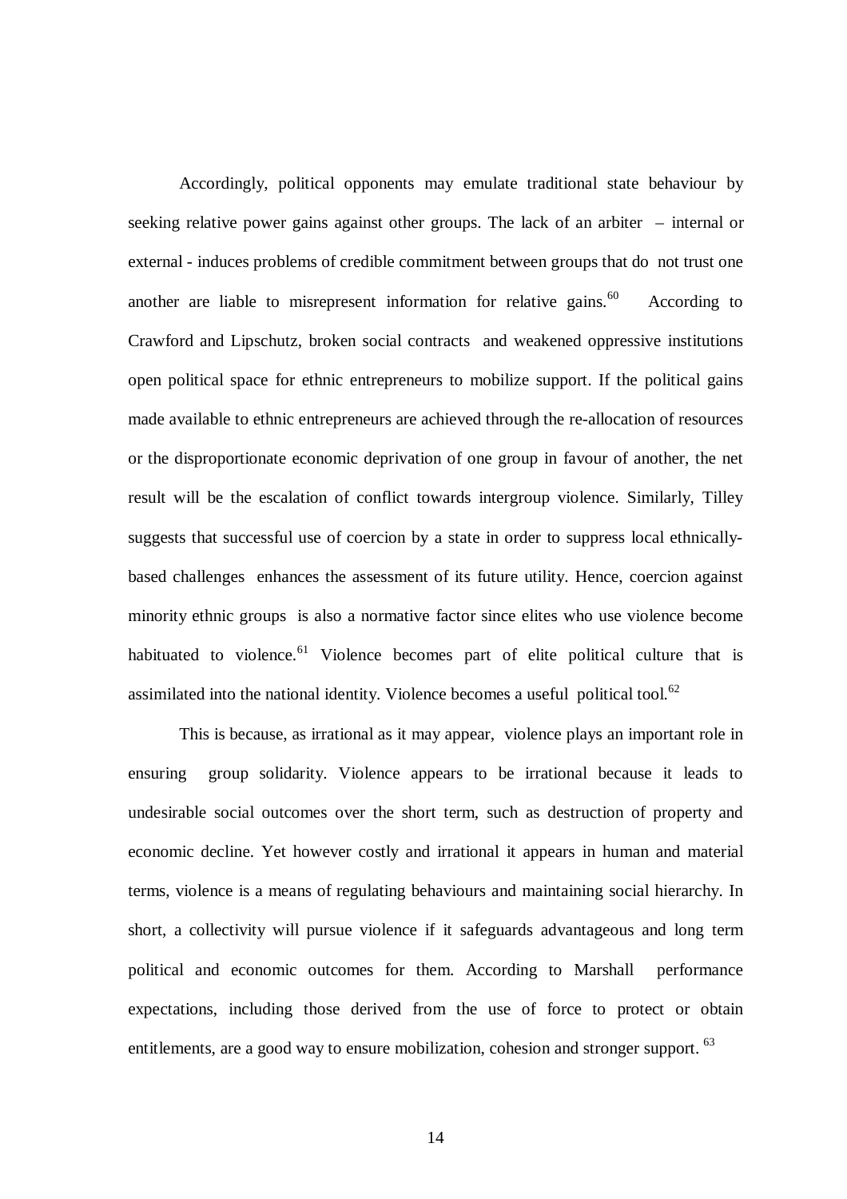Accordingly, political opponents may emulate traditional state behaviour by seeking relative power gains against other groups. The lack of an arbiter – internal or external - induces problems of credible commitment between groups that do not trust one another are liable to misrepresent information for relative gains.[60] According to Crawford and Lipschutz, broken social contracts and weakened oppressive institutions open political space for ethnic entrepreneurs to mobilize support. If the political gains made available to ethnic entrepreneurs are achieved through the re-allocation of resources or the disproportionate economic deprivation of one group in favour of another, the net result will be the escalation of conflict towards intergroup violence. Similarly, Tilley suggests that successful use of coercion by a state in order to suppress local ethnically-based challenges enhances the assessment of its future utility. Hence, coercion against minority ethnic groups is also a normative factor since elites who use violence become habituated to violence.[61] Violence becomes part of elite political culture that is assimilated into the national identity. Violence becomes a useful political tool.[62]

This is because, as irrational as it may appear, violence plays an important role in ensuring group solidarity. Violence appears to be irrational because it leads to undesirable social outcomes over the short term, such as destruction of property and economic decline. Yet however costly and irrational it appears in human and material terms, violence is a means of regulating behaviours and maintaining social hierarchy. In short, a collectivity will pursue violence if it safeguards advantageous and long term political and economic outcomes for them. According to Marshall performance expectations, including those derived from the use of force to protect or obtain entitlements, are a good way to ensure mobilization, cohesion and stronger support.[63]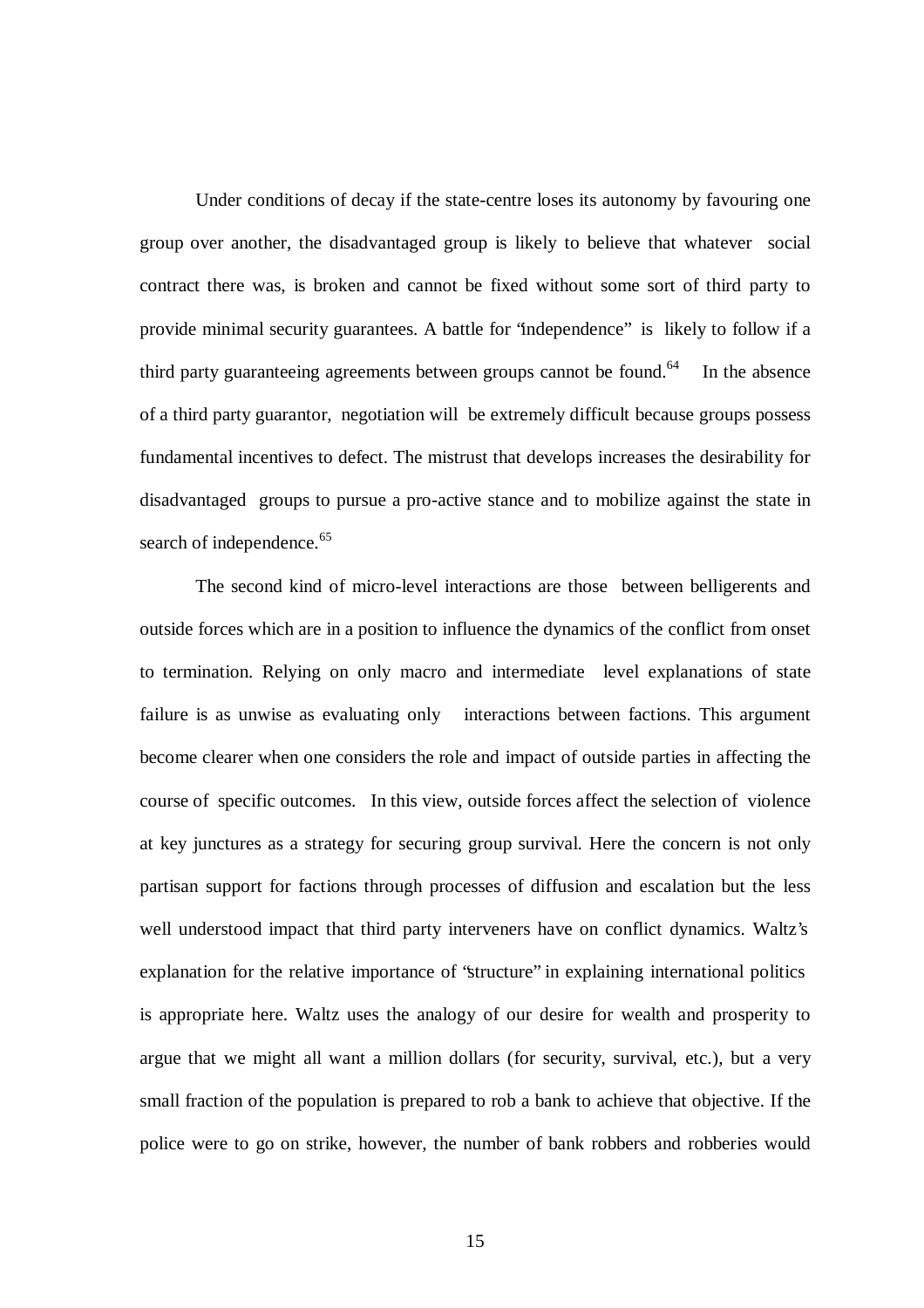Under conditions of decay if the state-centre loses its autonomy by favouring one group over another, the disadvantaged group is likely to believe that whatever social contract there was, is broken and cannot be fixed without some sort of third party to provide minimal security guarantees. A battle for "independence" is likely to follow if a third party guaranteeing agreements between groups cannot be found.[64] In the absence of a third party guarantor, negotiation will be extremely difficult because groups possess fundamental incentives to defect. The mistrust that develops increases the desirability for disadvantaged groups to pursue a pro-active stance and to mobilize against the state in search of independence.[65]

The second kind of micro-level interactions are those between belligerents and outside forces which are in a position to influence the dynamics of the conflict from onset to termination. Relying on only macro and intermediate level explanations of state failure is as unwise as evaluating only interactions between factions. This argument become clearer when one considers the role and impact of outside parties in affecting the course of specific outcomes. In this view, outside forces affect the selection of violence at key junctures as a strategy for securing group survival. Here the concern is not only partisan support for factions through processes of diffusion and escalation but the less well understood impact that third party interveners have on conflict dynamics. Waltz's explanation for the relative importance of "structure" in explaining international politics is appropriate here. Waltz uses the analogy of our desire for wealth and prosperity to argue that we might all want a million dollars (for security, survival, etc.), but a very small fraction of the population is prepared to rob a bank to achieve that objective. If the police were to go on strike, however, the number of bank robbers and robberies would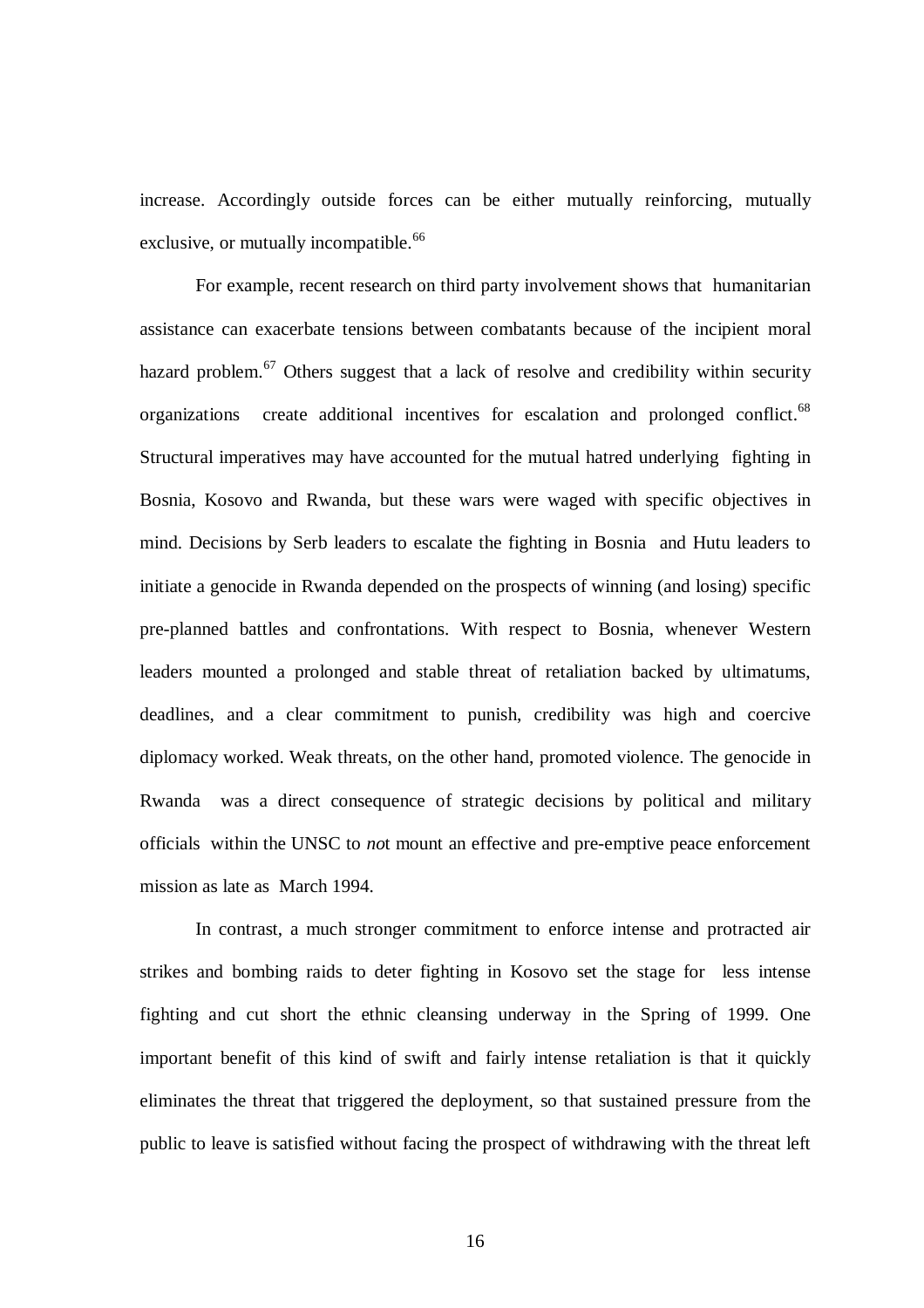increase. Accordingly outside forces can be either mutually reinforcing, mutually exclusive, or mutually incompatible.[66]

For example, recent research on third party involvement shows that humanitarian assistance can exacerbate tensions between combatants because of the incipient moral hazard problem.[67] Others suggest that a lack of resolve and credibility within security organizations create additional incentives for escalation and prolonged conflict.[68] Structural imperatives may have accounted for the mutual hatred underlying fighting in Bosnia, Kosovo and Rwanda, but these wars were waged with specific objectives in mind. Decisions by Serb leaders to escalate the fighting in Bosnia and Hutu leaders to initiate a genocide in Rwanda depended on the prospects of winning (and losing) specific pre-planned battles and confrontations. With respect to Bosnia, whenever Western leaders mounted a prolonged and stable threat of retaliation backed by ultimatums, deadlines, and a clear commitment to punish, credibility was high and coercive diplomacy worked. Weak threats, on the other hand, promoted violence. The genocide in Rwanda was a direct consequence of strategic decisions by political and military officials within the UNSC to *no*t mount an effective and pre-emptive peace enforcement mission as late as March 1994.

In contrast, a much stronger commitment to enforce intense and protracted air strikes and bombing raids to deter fighting in Kosovo set the stage for less intense fighting and cut short the ethnic cleansing underway in the Spring of 1999. One important benefit of this kind of swift and fairly intense retaliation is that it quickly eliminates the threat that triggered the deployment, so that sustained pressure from the public to leave is satisfied without facing the prospect of withdrawing with the threat left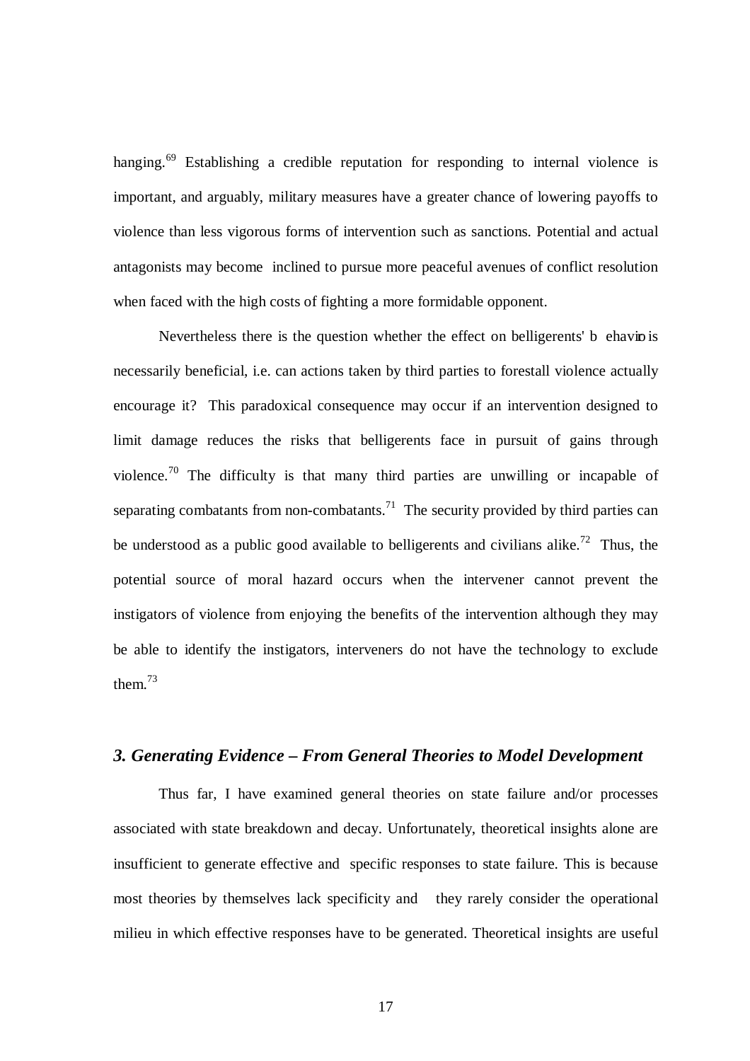hanging.[69] Establishing a credible reputation for responding to internal violence is important, and arguably, military measures have a greater chance of lowering payoffs to violence than less vigorous forms of intervention such as sanctions. Potential and actual antagonists may become inclined to pursue more peaceful avenues of conflict resolution when faced with the high costs of fighting a more formidable opponent.

Nevertheless there is the question whether the effect on belligerents' behavior is necessarily beneficial, i.e. can actions taken by third parties to forestall violence actually encourage it? This paradoxical consequence may occur if an intervention designed to limit damage reduces the risks that belligerents face in pursuit of gains through violence.[70] The difficulty is that many third parties are unwilling or incapable of separating combatants from non-combatants.[71] The security provided by third parties can be understood as a public good available to belligerents and civilians alike.[72] Thus, the potential source of moral hazard occurs when the intervener cannot prevent the instigators of violence from enjoying the benefits of the intervention although they may be able to identify the instigators, interveners do not have the technology to exclude them.[73]

### *3. Generating Evidence – From General Theories to Model Development*

Thus far, I have examined general theories on state failure and/or processes associated with state breakdown and decay. Unfortunately, theoretical insights alone are insufficient to generate effective and specific responses to state failure. This is because most theories by themselves lack specificity and they rarely consider the operational milieu in which effective responses have to be generated. Theoretical insights are useful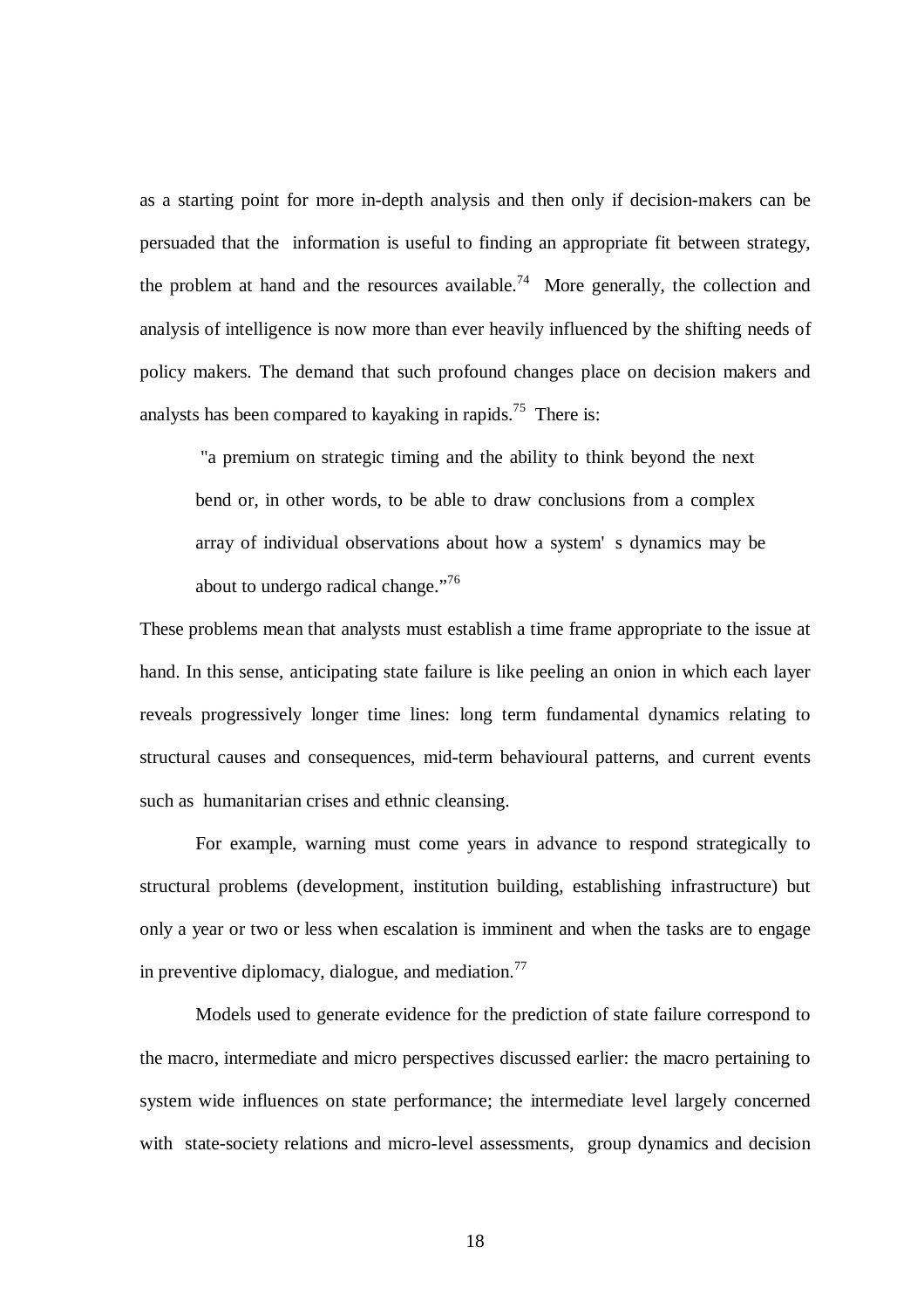as a starting point for more in-depth analysis and then only if decision-makers can be persuaded that the information is useful to finding an appropriate fit between strategy, the problem at hand and the resources available.[74] More generally, the collection and analysis of intelligence is now more than ever heavily influenced by the shifting needs of policy makers. The demand that such profound changes place on decision makers and analysts has been compared to kayaking in rapids.[75] There is:

> "a premium on strategic timing and the ability to think beyond the next bend or, in other words, to be able to draw conclusions from a complex array of individual observations about how a system' s dynamics may be about to undergo radical change."[76]

These problems mean that analysts must establish a time frame appropriate to the issue at hand. In this sense, anticipating state failure is like peeling an onion in which each layer reveals progressively longer time lines: long term fundamental dynamics relating to structural causes and consequences, mid-term behavioural patterns, and current events such as humanitarian crises and ethnic cleansing.

For example, warning must come years in advance to respond strategically to structural problems (development, institution building, establishing infrastructure) but only a year or two or less when escalation is imminent and when the tasks are to engage in preventive diplomacy, dialogue, and mediation.[77]

Models used to generate evidence for the prediction of state failure correspond to the macro, intermediate and micro perspectives discussed earlier: the macro pertaining to system wide influences on state performance; the intermediate level largely concerned with state-society relations and micro-level assessments, group dynamics and decision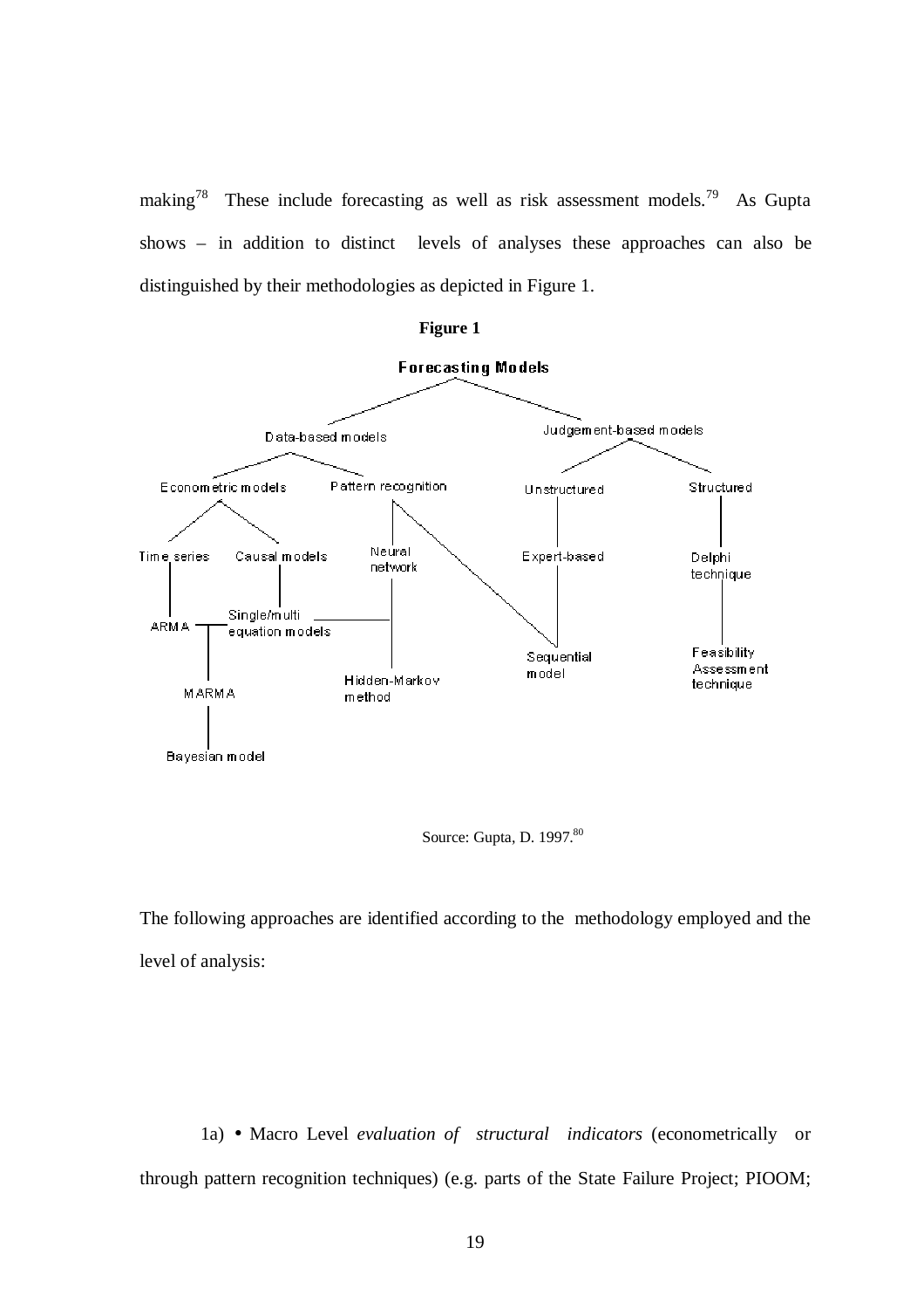making[78] These include forecasting as well as risk assessment models.[79] As Gupta shows – in addition to distinct levels of analyses these approaches can also be distinguished by their methodologies as depicted in Figure 1.

**Figure 1**

**Forecasting Models**

- Data-based models
  - Econometric models
    - Time series
      - ARMA
      - MARMA
      - Bayesian model
    - Causal models
      - Single/multi equation models
  - Pattern recognition
    - Neural network
    - Hidden-Markov method
    - Sequential model
- Judgement-based models
  - Unstructured
    - Expert-based
    - Sequential model
  - Structured
    - Delphi technique
    - Feasibility Assessment technique

Source: Gupta, D. 1997.[80]

The following approaches are identified according to the methodology employed and the level of analysis:

1a) • Macro Level *evaluation of structural indicators* (econometrically or through pattern recognition techniques) (e.g. parts of the State Failure Project; PIOOM;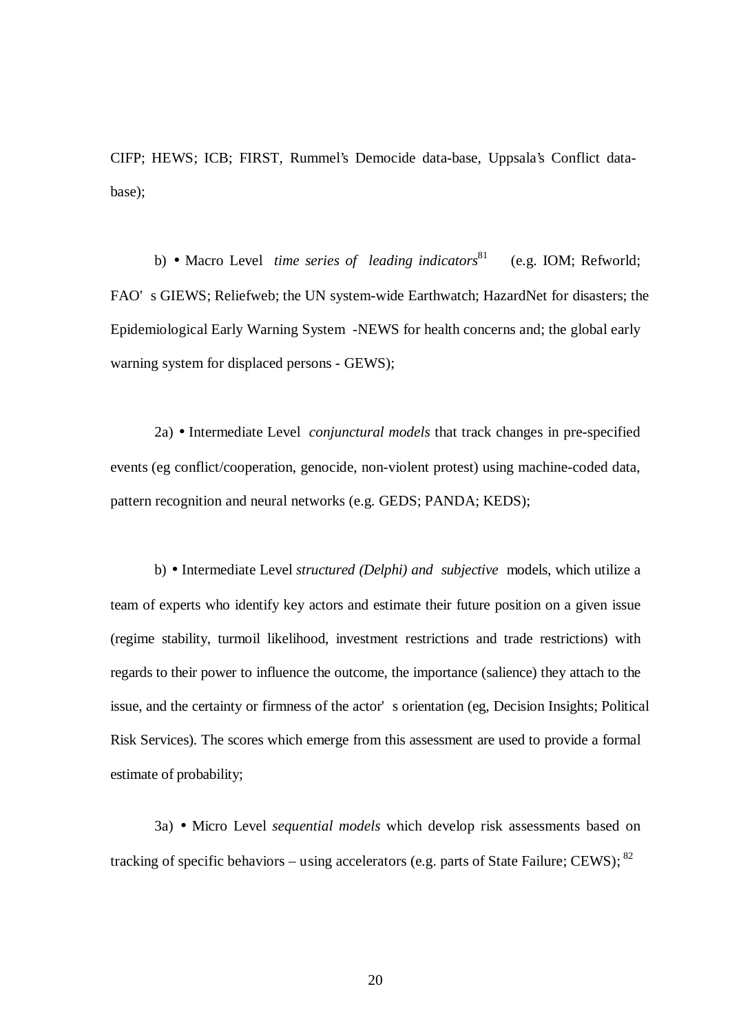CIFP; HEWS; ICB; FIRST, Rummel's Democide data-base, Uppsala's Conflict data-base);

b) • Macro Level *time series of leading indicators*[81] (e.g. IOM; Refworld; FAO' s GIEWS; Reliefweb; the UN system-wide Earthwatch; HazardNet for disasters; the Epidemiological Early Warning System -NEWS for health concerns and; the global early warning system for displaced persons - GEWS);

2a) • Intermediate Level *conjunctural models* that track changes in pre-specified events (eg conflict/cooperation, genocide, non-violent protest) using machine-coded data, pattern recognition and neural networks (e.g. GEDS; PANDA; KEDS);

b) • Intermediate Level *structured (Delphi) and subjective* models, which utilize a team of experts who identify key actors and estimate their future position on a given issue (regime stability, turmoil likelihood, investment restrictions and trade restrictions) with regards to their power to influence the outcome, the importance (salience) they attach to the issue, and the certainty or firmness of the actor' s orientation (eg, Decision Insights; Political Risk Services). The scores which emerge from this assessment are used to provide a formal estimate of probability;

3a) • Micro Level *sequential models* which develop risk assessments based on tracking of specific behaviors – using accelerators (e.g. parts of State Failure; CEWS); [82]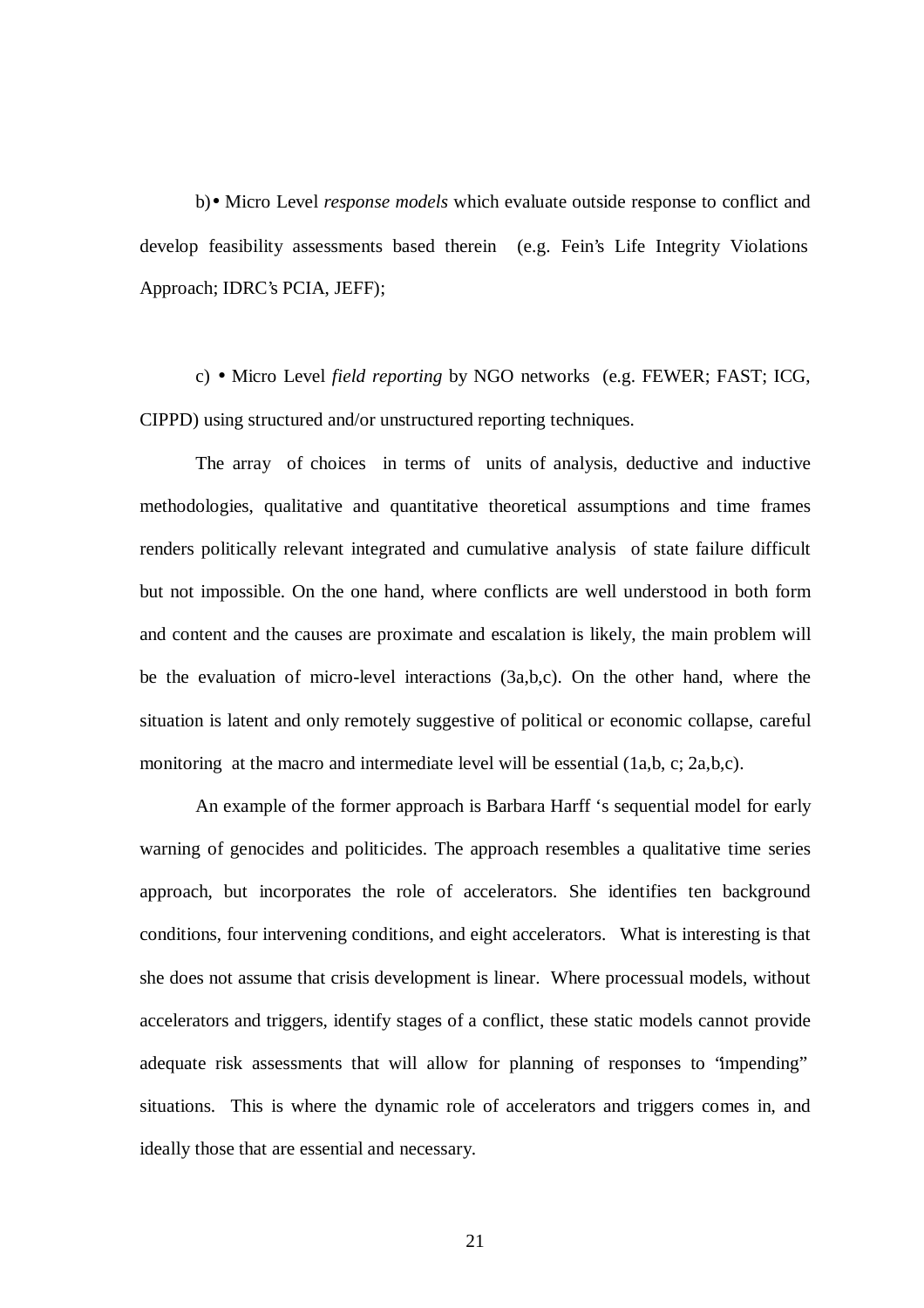b) • Micro Level *response models* which evaluate outside response to conflict and develop feasibility assessments based therein (e.g. Fein's Life Integrity Violations Approach; IDRC's PCIA, JEFF);

c) • Micro Level *field reporting* by NGO networks (e.g. FEWER; FAST; ICG, CIPPD) using structured and/or unstructured reporting techniques.

The array of choices in terms of units of analysis, deductive and inductive methodologies, qualitative and quantitative theoretical assumptions and time frames renders politically relevant integrated and cumulative analysis of state failure difficult but not impossible. On the one hand, where conflicts are well understood in both form and content and the causes are proximate and escalation is likely, the main problem will be the evaluation of micro-level interactions (3a,b,c). On the other hand, where the situation is latent and only remotely suggestive of political or economic collapse, careful monitoring at the macro and intermediate level will be essential (1a,b, c; 2a,b,c).

An example of the former approach is Barbara Harff 's sequential model for early warning of genocides and politicides. The approach resembles a qualitative time series approach, but incorporates the role of accelerators. She identifies ten background conditions, four intervening conditions, and eight accelerators. What is interesting is that she does not assume that crisis development is linear. Where processual models, without accelerators and triggers, identify stages of a conflict, these static models cannot provide adequate risk assessments that will allow for planning of responses to "impending" situations. This is where the dynamic role of accelerators and triggers comes in, and ideally those that are essential and necessary.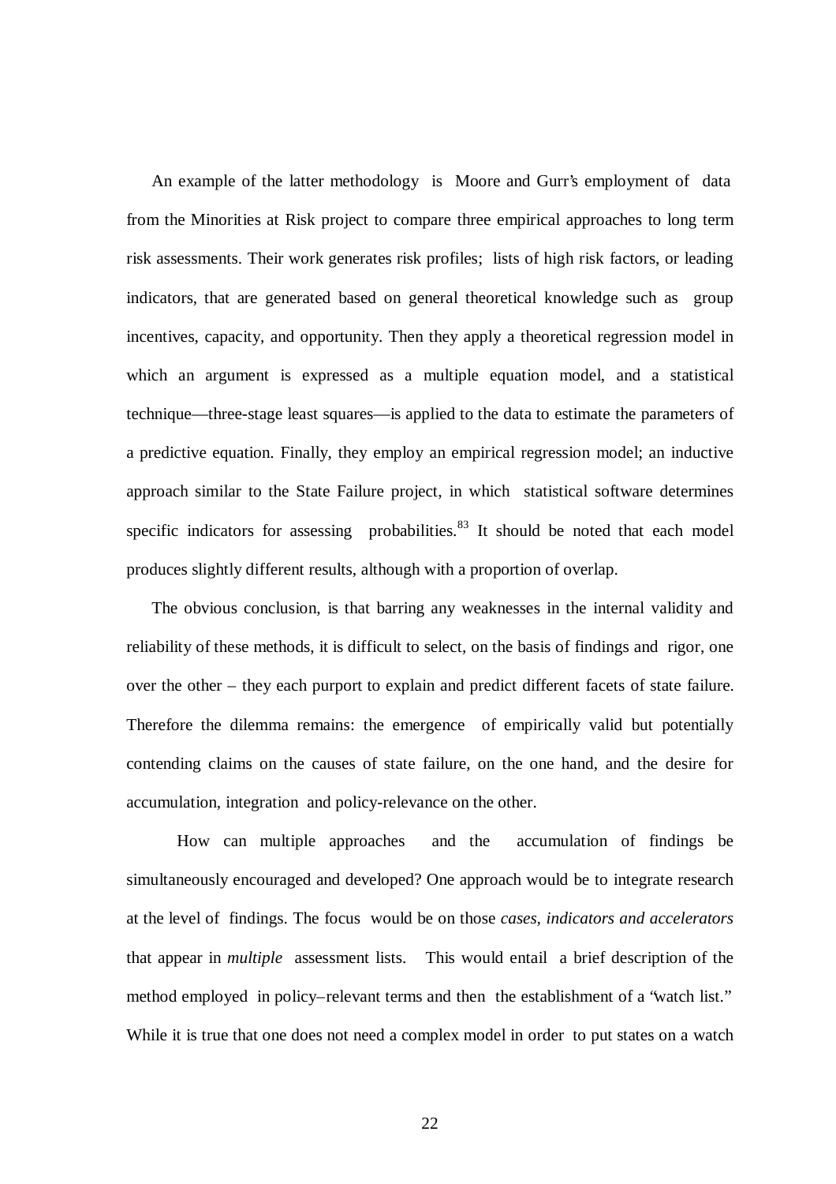An example of the latter methodology is Moore and Gurr's employment of data from the Minorities at Risk project to compare three empirical approaches to long term risk assessments. Their work generates risk profiles; lists of high risk factors, or leading indicators, that are generated based on general theoretical knowledge such as group incentives, capacity, and opportunity. Then they apply a theoretical regression model in which an argument is expressed as a multiple equation model, and a statistical technique—three-stage least squares—is applied to the data to estimate the parameters of a predictive equation. Finally, they employ an empirical regression model; an inductive approach similar to the State Failure project, in which statistical software determines specific indicators for assessing probabilities.[83] It should be noted that each model produces slightly different results, although with a proportion of overlap.

The obvious conclusion, is that barring any weaknesses in the internal validity and reliability of these methods, it is difficult to select, on the basis of findings and rigor, one over the other – they each purport to explain and predict different facets of state failure. Therefore the dilemma remains: the emergence of empirically valid but potentially contending claims on the causes of state failure, on the one hand, and the desire for accumulation, integration and policy-relevance on the other.

How can multiple approaches and the accumulation of findings be simultaneously encouraged and developed? One approach would be to integrate research at the level of findings. The focus would be on those *cases, indicators and accelerators* that appear in *multiple* assessment lists. This would entail a brief description of the method employed in policy–relevant terms and then the establishment of a "watch list." While it is true that one does not need a complex model in order to put states on a watch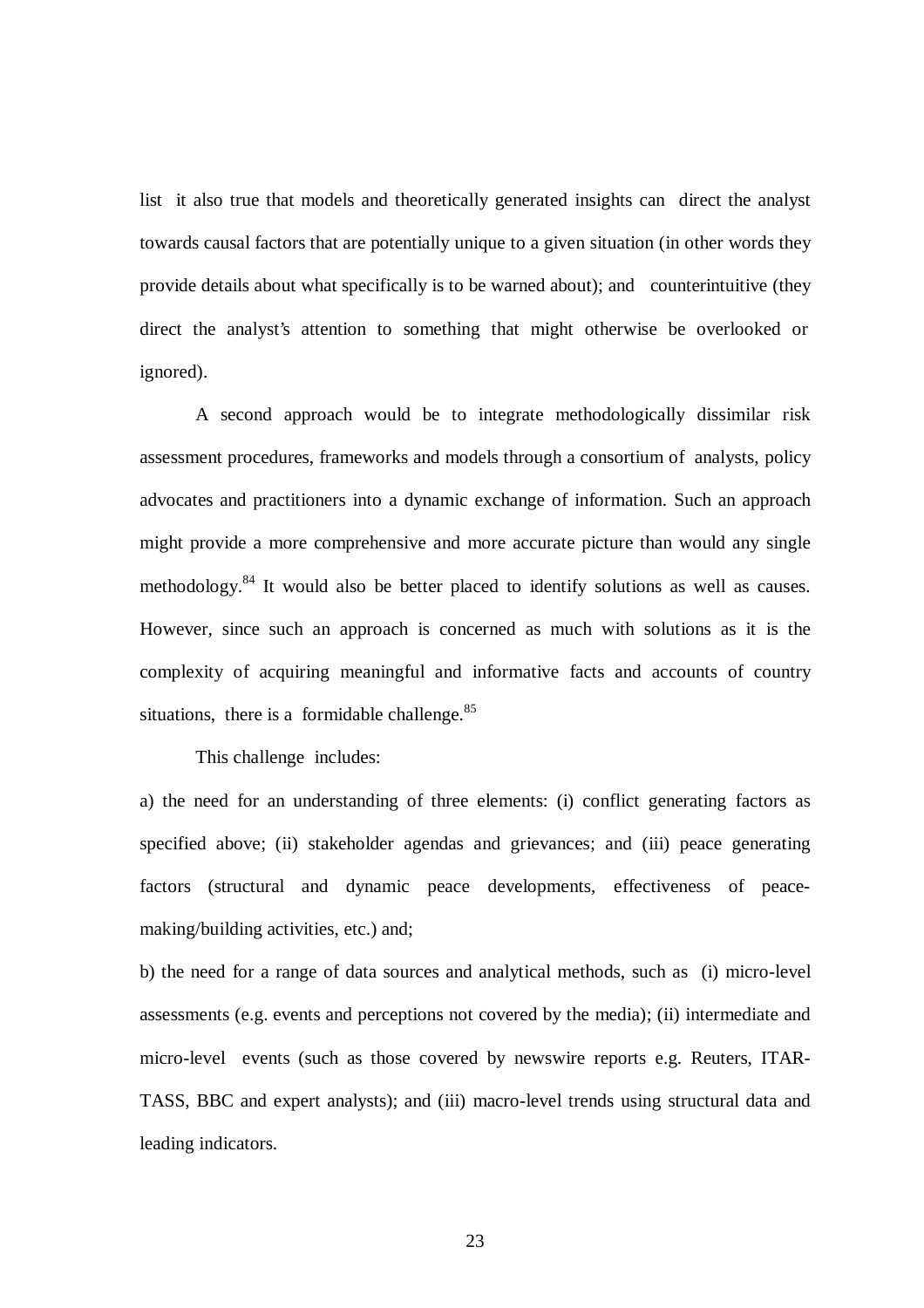list it also true that models and theoretically generated insights can direct the analyst towards causal factors that are potentially unique to a given situation (in other words they provide details about what specifically is to be warned about); and counterintuitive (they direct the analyst's attention to something that might otherwise be overlooked or ignored).

A second approach would be to integrate methodologically dissimilar risk assessment procedures, frameworks and models through a consortium of analysts, policy advocates and practitioners into a dynamic exchange of information. Such an approach might provide a more comprehensive and more accurate picture than would any single methodology.[84] It would also be better placed to identify solutions as well as causes. However, since such an approach is concerned as much with solutions as it is the complexity of acquiring meaningful and informative facts and accounts of country situations, there is a formidable challenge.[85]

This challenge includes:

a) the need for an understanding of three elements: (i) conflict generating factors as specified above; (ii) stakeholder agendas and grievances; and (iii) peace generating factors (structural and dynamic peace developments, effectiveness of peace-making/building activities, etc.) and;

b) the need for a range of data sources and analytical methods, such as (i) micro-level assessments (e.g. events and perceptions not covered by the media); (ii) intermediate and micro-level events (such as those covered by newswire reports e.g. Reuters, ITAR-TASS, BBC and expert analysts); and (iii) macro-level trends using structural data and leading indicators.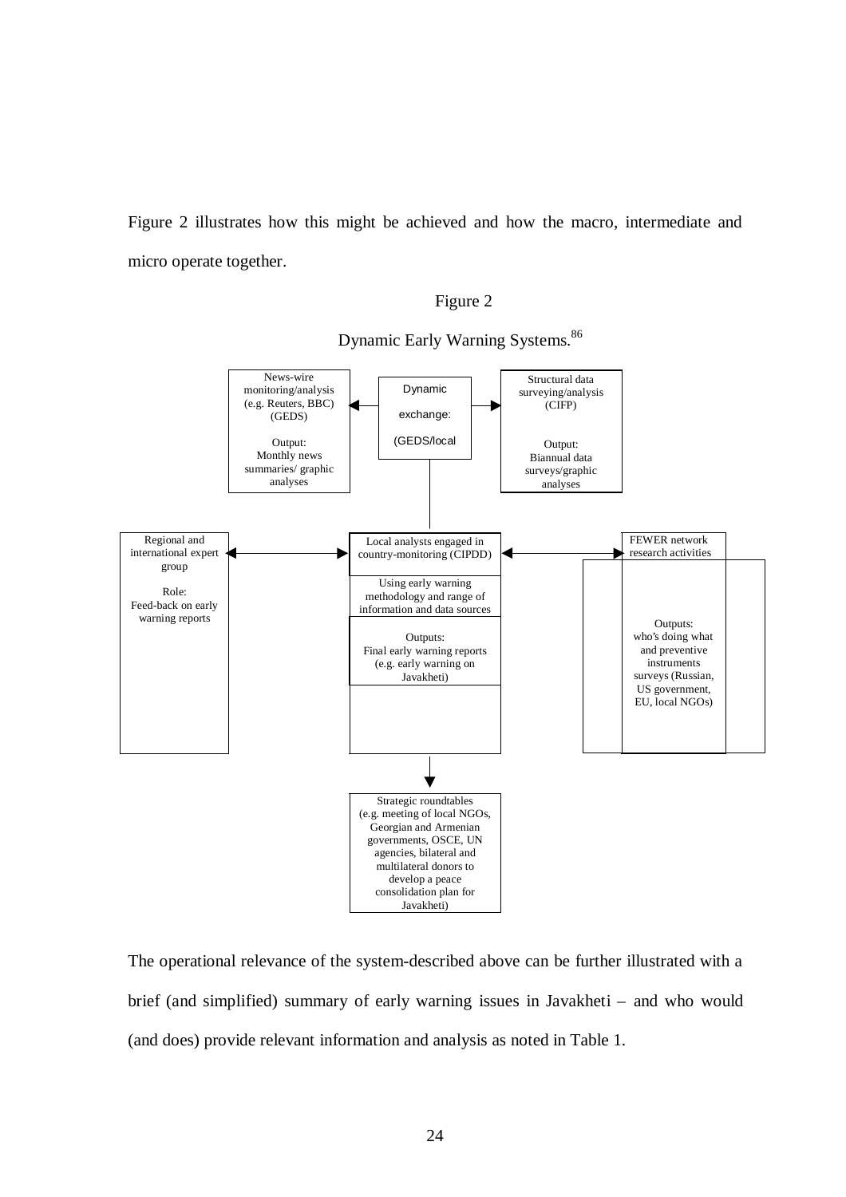Figure 2 illustrates how this might be achieved and how the macro, intermediate and micro operate together.

Figure 2

Dynamic Early Warning Systems.[86]

News-wire monitoring/analysis (e.g. Reuters, BBC) (GEDS)

Output: Monthly news summaries/ graphic analyses

Dynamic exchange: (GEDS/local

Structural data surveying/analysis (CIFP)

Output: Biannual data surveys/graphic analyses

Regional and international expert group

Role: Feed-back on early warning reports

Local analysts engaged in country-monitoring (CIPDD)

Using early warning methodology and range of information and data sources

Outputs: Final early warning reports (e.g. early warning on Javakheti)

FEWER network research activities

Outputs: who's doing what and preventive instruments surveys (Russian, US government, EU, local NGOs)

Strategic roundtables (e.g. meeting of local NGOs, Georgian and Armenian governments, OSCE, UN agencies, bilateral and multilateral donors to develop a peace consolidation plan for Javakheti)

The operational relevance of the system-described above can be further illustrated with a brief (and simplified) summary of early warning issues in Javakheti – and who would (and does) provide relevant information and analysis as noted in Table 1.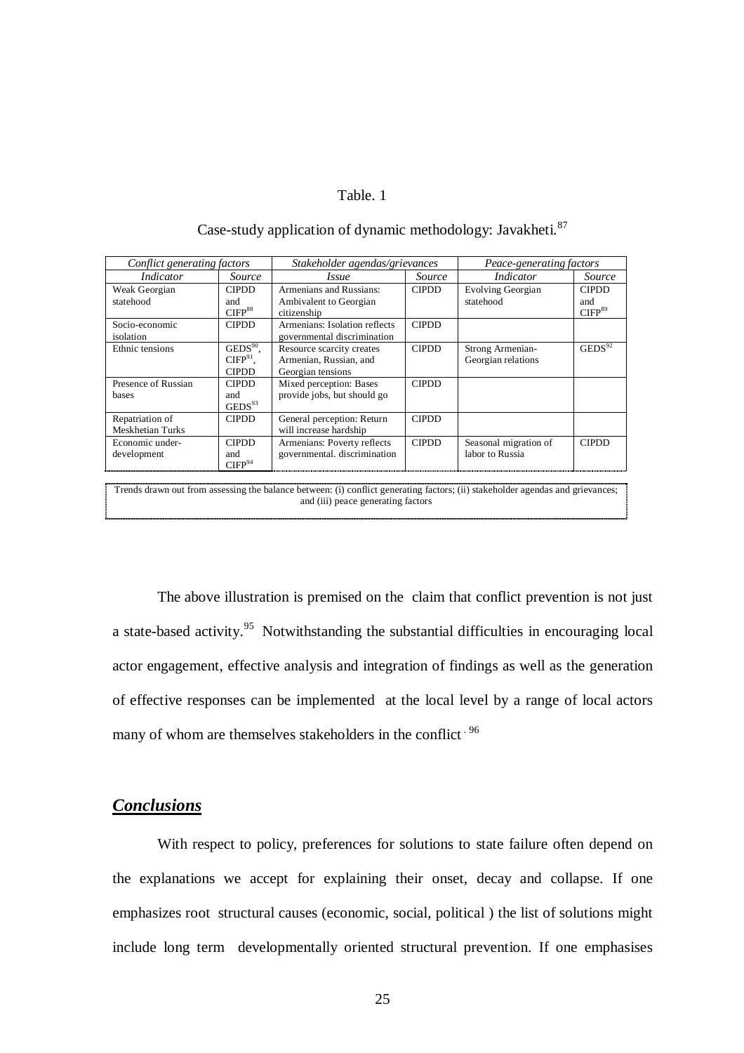Table. 1

Case-study application of dynamic methodology: Javakheti.[87]

| *Conflict generating factors* | | *Stakeholder agendas/grievances* | | *Peace-generating factors* | |
|---|---|---|---|---|---|
| *Indicator* | *Source* | *Issue* | *Source* | *Indicator* | *Source* |
| Weak Georgian statehood | CIPDD and CIFP[88] | Armenians and Russians: Ambivalent to Georgian citizenship | CIPDD | Evolving Georgian statehood | CIPDD and CIFP[89] |
| Socio-economic isolation | CIPDD | Armenians: Isolation reflects governmental discrimination | CIPDD | | |
| Ethnic tensions | GEDS[90], CIFP[91], CIPDD | Resource scarcity creates Armenian, Russian, and Georgian tensions | CIPDD | Strong Armenian-Georgian relations | GEDS[92] |
| Presence of Russian bases | CIPDD and GEDS[93] | Mixed perception: Bases provide jobs, but should go | CIPDD | | |
| Repatriation of Meskhetian Turks | CIPDD | General perception: Return will increase hardship | CIPDD | | |
| Economic under-development | CIPDD and CIFP[94] | Armenians: Poverty reflects governmental. discrimination | CIPDD | Seasonal migration of labor to Russia | CIPDD |

Trends drawn out from assessing the balance between: (i) conflict generating factors; (ii) stakeholder agendas and grievances; and (iii) peace generating factors

The above illustration is premised on the claim that conflict prevention is not just a state-based activity.[95] Notwithstanding the substantial difficulties in encouraging local actor engagement, effective analysis and integration of findings as well as the generation of effective responses can be implemented at the local level by a range of local actors many of whom are themselves stakeholders in the conflict . [96]

## ***Conclusions***

With respect to policy, preferences for solutions to state failure often depend on the explanations we accept for explaining their onset, decay and collapse. If one emphasizes root structural causes (economic, social, political ) the list of solutions might include long term developmentally oriented structural prevention. If one emphasises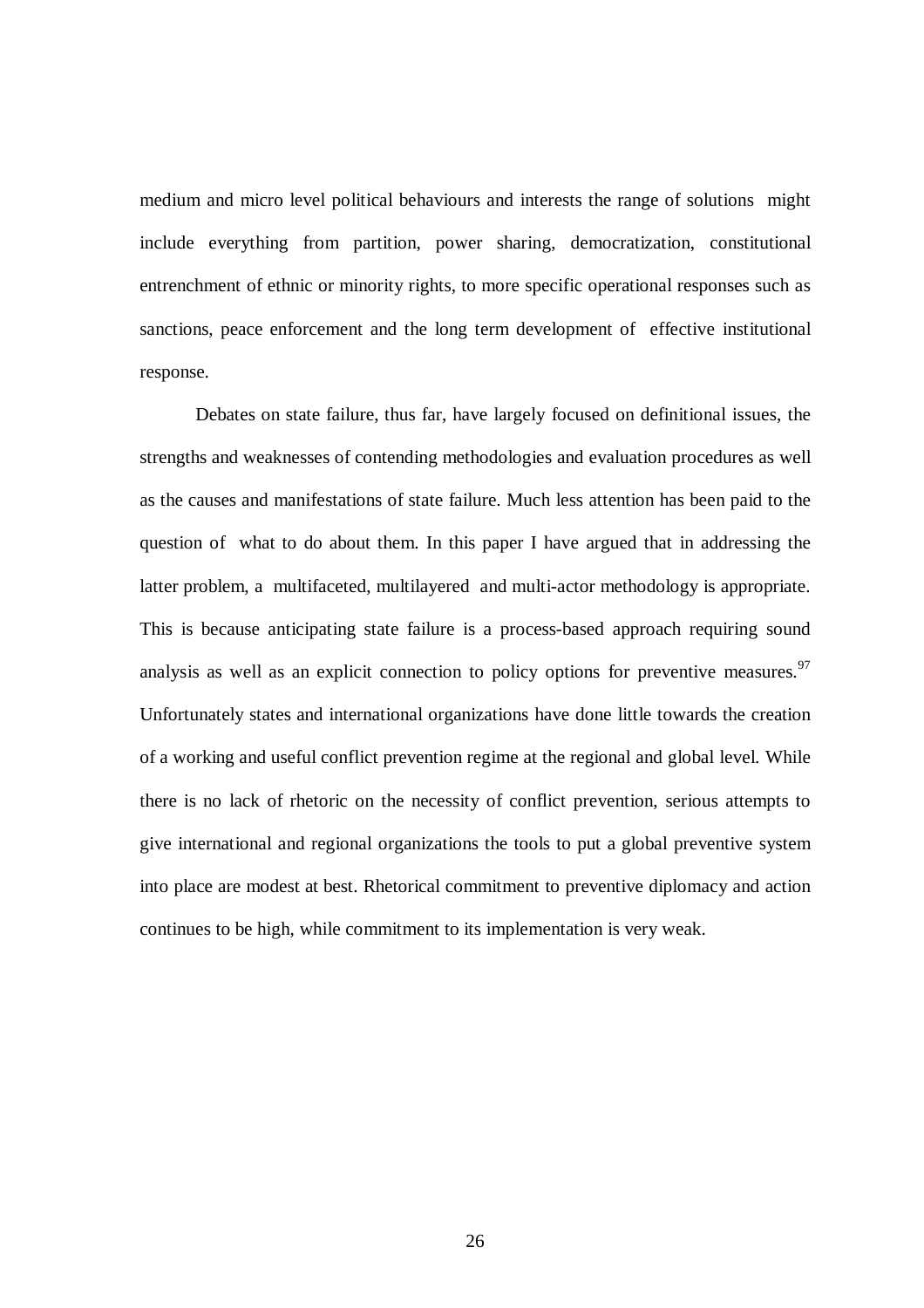medium and micro level political behaviours and interests the range of solutions might include everything from partition, power sharing, democratization, constitutional entrenchment of ethnic or minority rights, to more specific operational responses such as sanctions, peace enforcement and the long term development of effective institutional response.

Debates on state failure, thus far, have largely focused on definitional issues, the strengths and weaknesses of contending methodologies and evaluation procedures as well as the causes and manifestations of state failure. Much less attention has been paid to the question of what to do about them. In this paper I have argued that in addressing the latter problem, a multifaceted, multilayered and multi-actor methodology is appropriate. This is because anticipating state failure is a process-based approach requiring sound analysis as well as an explicit connection to policy options for preventive measures.[97] Unfortunately states and international organizations have done little towards the creation of a working and useful conflict prevention regime at the regional and global level. While there is no lack of rhetoric on the necessity of conflict prevention, serious attempts to give international and regional organizations the tools to put a global preventive system into place are modest at best. Rhetorical commitment to preventive diplomacy and action continues to be high, while commitment to its implementation is very weak.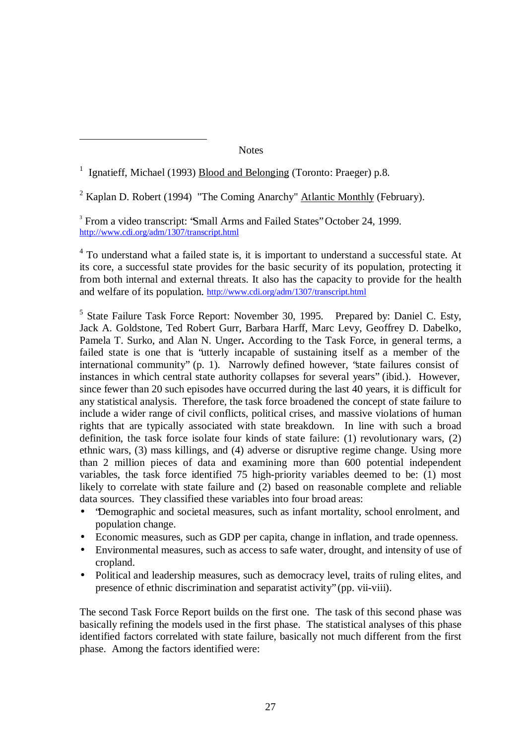Notes

[1] Ignatieff, Michael (1993) Blood and Belonging (Toronto: Praeger) p.8.

[2] Kaplan D. Robert (1994) "The Coming Anarchy" Atlantic Monthly (February).

[3] From a video transcript: "Small Arms and Failed States" October 24, 1999. http://www.cdi.org/adm/1307/transcript.html

[4] To understand what a failed state is, it is important to understand a successful state. At its core, a successful state provides for the basic security of its population, protecting it from both internal and external threats. It also has the capacity to provide for the health and welfare of its population. http://www.cdi.org/adm/1307/transcript.html

[5] State Failure Task Force Report: November 30, 1995. Prepared by: Daniel C. Esty, Jack A. Goldstone, Ted Robert Gurr, Barbara Harff, Marc Levy, Geoffrey D. Dabelko, Pamela T. Surko, and Alan N. Unger**.** According to the Task Force, in general terms, a failed state is one that is "utterly incapable of sustaining itself as a member of the international community" (p. 1). Narrowly defined however, "state failures consist of instances in which central state authority collapses for several years" (ibid.). However, since fewer than 20 such episodes have occurred during the last 40 years, it is difficult for any statistical analysis. Therefore, the task force broadened the concept of state failure to include a wider range of civil conflicts, political crises, and massive violations of human rights that are typically associated with state breakdown. In line with such a broad definition, the task force isolate four kinds of state failure: (1) revolutionary wars, (2) ethnic wars, (3) mass killings, and (4) adverse or disruptive regime change. Using more than 2 million pieces of data and examining more than 600 potential independent variables, the task force identified 75 high-priority variables deemed to be: (1) most likely to correlate with state failure and (2) based on reasonable complete and reliable data sources. They classified these variables into four broad areas:

- "Demographic and societal measures, such as infant mortality, school enrolment, and population change.
- Economic measures, such as GDP per capita, change in inflation, and trade openness.
- Environmental measures, such as access to safe water, drought, and intensity of use of cropland.
- Political and leadership measures, such as democracy level, traits of ruling elites, and presence of ethnic discrimination and separatist activity" (pp. vii-viii).

The second Task Force Report builds on the first one. The task of this second phase was basically refining the models used in the first phase. The statistical analyses of this phase identified factors correlated with state failure, basically not much different from the first phase. Among the factors identified were: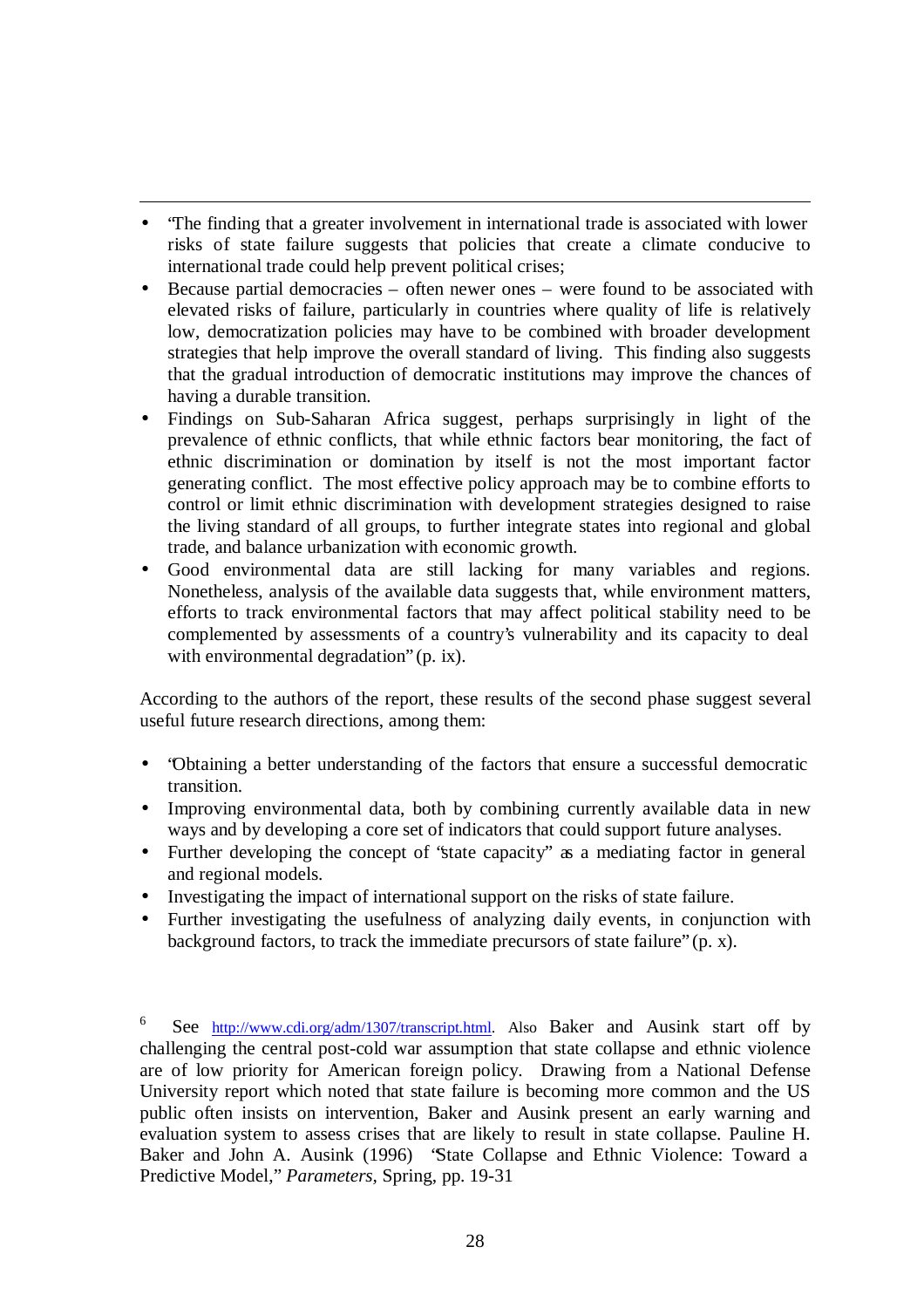- "The finding that a greater involvement in international trade is associated with lower risks of state failure suggests that policies that create a climate conducive to international trade could help prevent political crises;
- Because partial democracies – often newer ones – were found to be associated with elevated risks of failure, particularly in countries where quality of life is relatively low, democratization policies may have to be combined with broader development strategies that help improve the overall standard of living. This finding also suggests that the gradual introduction of democratic institutions may improve the chances of having a durable transition.
- Findings on Sub-Saharan Africa suggest, perhaps surprisingly in light of the prevalence of ethnic conflicts, that while ethnic factors bear monitoring, the fact of ethnic discrimination or domination by itself is not the most important factor generating conflict. The most effective policy approach may be to combine efforts to control or limit ethnic discrimination with development strategies designed to raise the living standard of all groups, to further integrate states into regional and global trade, and balance urbanization with economic growth.
- Good environmental data are still lacking for many variables and regions. Nonetheless, analysis of the available data suggests that, while environment matters, efforts to track environmental factors that may affect political stability need to be complemented by assessments of a country's vulnerability and its capacity to deal with environmental degradation" (p. ix).

According to the authors of the report, these results of the second phase suggest several useful future research directions, among them:

- "Obtaining a better understanding of the factors that ensure a successful democratic transition.
- Improving environmental data, both by combining currently available data in new ways and by developing a core set of indicators that could support future analyses.
- Further developing the concept of "state capacity" as a mediating factor in general and regional models.
- Investigating the impact of international support on the risks of state failure.
- Further investigating the usefulness of analyzing daily events, in conjunction with background factors, to track the immediate precursors of state failure" (p. x).

[6] See http://www.cdi.org/adm/1307/transcript.html. Also Baker and Ausink start off by challenging the central post-cold war assumption that state collapse and ethnic violence are of low priority for American foreign policy. Drawing from a National Defense University report which noted that state failure is becoming more common and the US public often insists on intervention, Baker and Ausink present an early warning and evaluation system to assess crises that are likely to result in state collapse. Pauline H. Baker and John A. Ausink (1996) "State Collapse and Ethnic Violence: Toward a Predictive Model," *Parameters*, Spring, pp. 19-31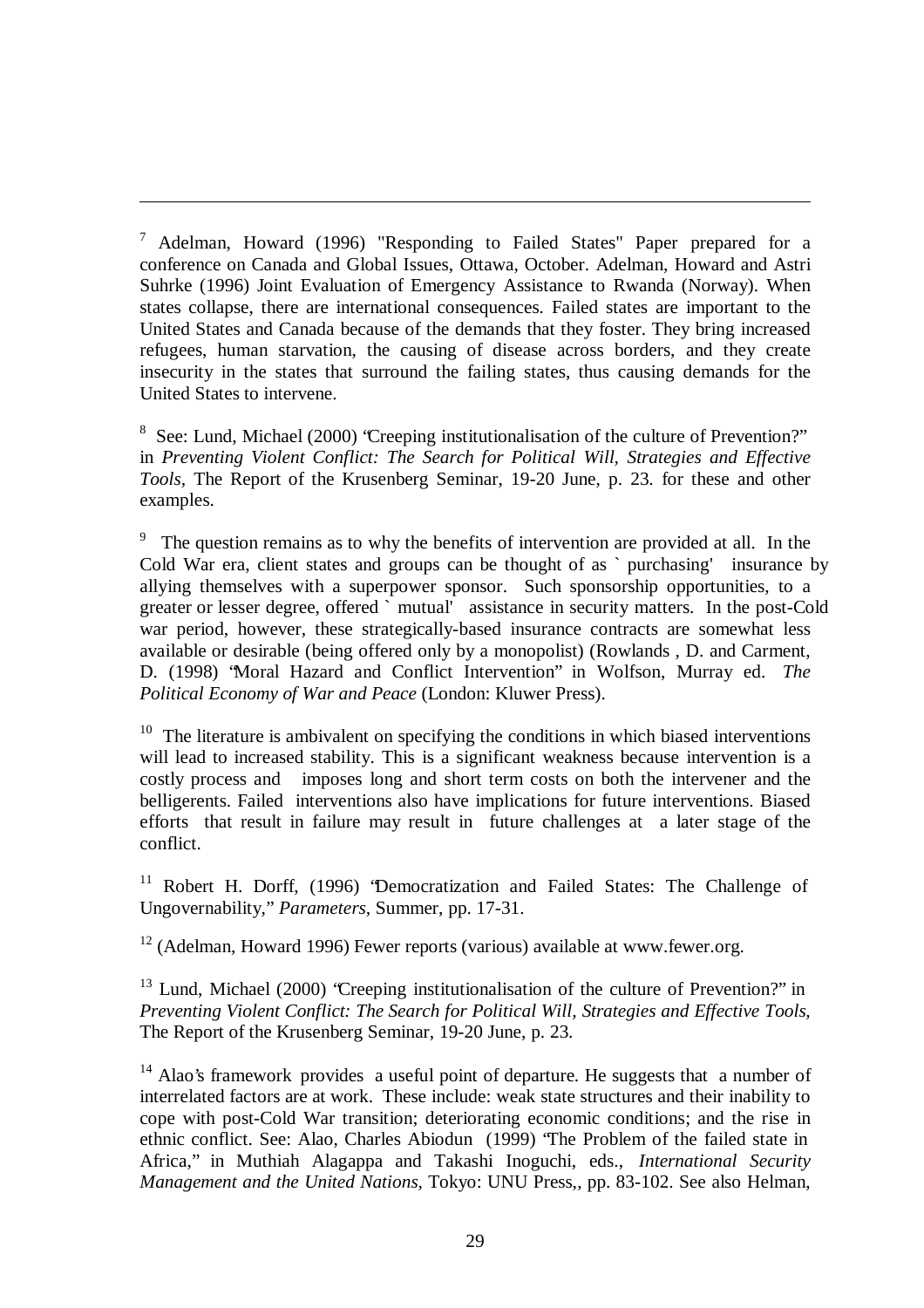---

[7] Adelman, Howard (1996) "Responding to Failed States" Paper prepared for a conference on Canada and Global Issues, Ottawa, October. Adelman, Howard and Astri Suhrke (1996) Joint Evaluation of Emergency Assistance to Rwanda (Norway). When states collapse, there are international consequences. Failed states are important to the United States and Canada because of the demands that they foster. They bring increased refugees, human starvation, the causing of disease across borders, and they create insecurity in the states that surround the failing states, thus causing demands for the United States to intervene.

[8] See: Lund, Michael (2000) "Creeping institutionalisation of the culture of Prevention?" in *Preventing Violent Conflict: The Search for Political Will, Strategies and Effective Tools,* The Report of the Krusenberg Seminar, 19-20 June, p. 23. for these and other examples.

[9] The question remains as to why the benefits of intervention are provided at all. In the Cold War era, client states and groups can be thought of as `purchasing' insurance by allying themselves with a superpower sponsor. Such sponsorship opportunities, to a greater or lesser degree, offered `mutual' assistance in security matters. In the post-Cold war period, however, these strategically-based insurance contracts are somewhat less available or desirable (being offered only by a monopolist) (Rowlands , D. and Carment, D. (1998) "Moral Hazard and Conflict Intervention" in Wolfson, Murray ed. *The Political Economy of War and Peace* (London: Kluwer Press).

[10] The literature is ambivalent on specifying the conditions in which biased interventions will lead to increased stability. This is a significant weakness because intervention is a costly process and imposes long and short term costs on both the intervener and the belligerents. Failed interventions also have implications for future interventions. Biased efforts that result in failure may result in future challenges at a later stage of the conflict.

[11] Robert H. Dorff, (1996) "Democratization and Failed States: The Challenge of Ungovernability," *Parameters,* Summer, pp. 17-31.

[12] (Adelman, Howard 1996) Fewer reports (various) available at www.fewer.org.

[13] Lund, Michael (2000) "Creeping institutionalisation of the culture of Prevention?" in *Preventing Violent Conflict: The Search for Political Will, Strategies and Effective Tools,* The Report of the Krusenberg Seminar, 19-20 June, p. 23.

[14] Alao's framework provides a useful point of departure. He suggests that a number of interrelated factors are at work. These include: weak state structures and their inability to cope with post-Cold War transition; deteriorating economic conditions; and the rise in ethnic conflict. See: Alao, Charles Abiodun (1999) "The Problem of the failed state in Africa," in Muthiah Alagappa and Takashi Inoguchi, eds., *International Security Management and the United Nations,* Tokyo: UNU Press,, pp. 83-102. See also Helman,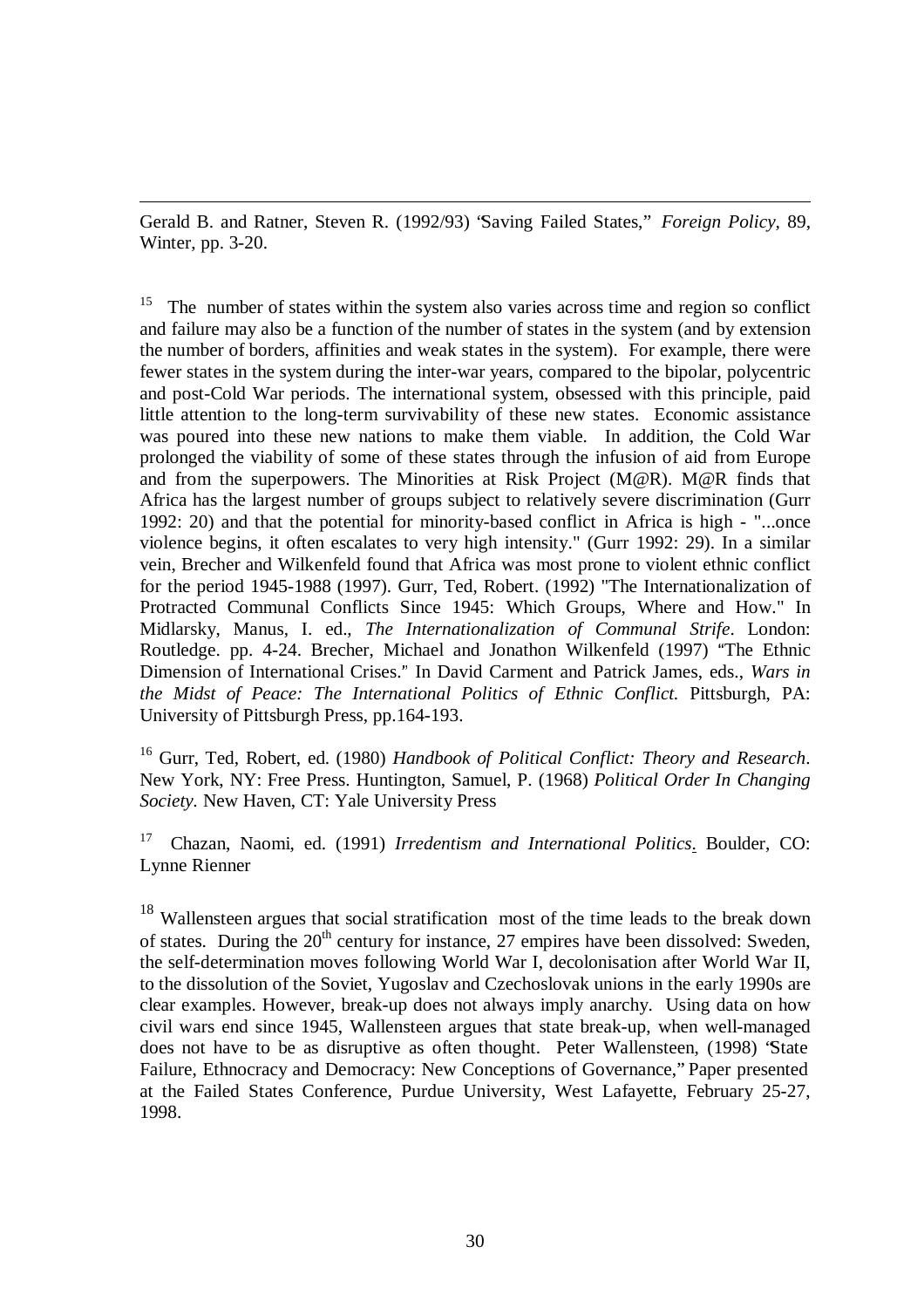Gerald B. and Ratner, Steven R. (1992/93) "Saving Failed States," *Foreign Policy*, 89, Winter, pp. 3-20.

[15] The number of states within the system also varies across time and region so conflict and failure may also be a function of the number of states in the system (and by extension the number of borders, affinities and weak states in the system). For example, there were fewer states in the system during the inter-war years, compared to the bipolar, polycentric and post-Cold War periods. The international system, obsessed with this principle, paid little attention to the long-term survivability of these new states. Economic assistance was poured into these new nations to make them viable. In addition, the Cold War prolonged the viability of some of these states through the infusion of aid from Europe and from the superpowers. The Minorities at Risk Project (M@R). M@R finds that Africa has the largest number of groups subject to relatively severe discrimination (Gurr 1992: 20) and that the potential for minority-based conflict in Africa is high - "...once violence begins, it often escalates to very high intensity." (Gurr 1992: 29). In a similar vein, Brecher and Wilkenfeld found that Africa was most prone to violent ethnic conflict for the period 1945-1988 (1997). Gurr, Ted, Robert. (1992) "The Internationalization of Protracted Communal Conflicts Since 1945: Which Groups, Where and How." In Midlarsky, Manus, I. ed., *The Internationalization of Communal Strife*. London: Routledge. pp. 4-24. Brecher, Michael and Jonathon Wilkenfeld (1997) "The Ethnic Dimension of International Crises." In David Carment and Patrick James, eds., *Wars in the Midst of Peace: The International Politics of Ethnic Conflict.* Pittsburgh, PA: University of Pittsburgh Press, pp.164-193.

[16] Gurr, Ted, Robert, ed. (1980) *Handbook of Political Conflict: Theory and Research*. New York, NY: Free Press. Huntington, Samuel, P. (1968) *Political Order In Changing Society.* New Haven, CT: Yale University Press

[17] Chazan, Naomi, ed. (1991) *Irredentism and International Politics*. Boulder, CO: Lynne Rienner

[18] Wallensteen argues that social stratification most of the time leads to the break down of states. During the 20th century for instance, 27 empires have been dissolved: Sweden, the self-determination moves following World War I, decolonisation after World War II, to the dissolution of the Soviet, Yugoslav and Czechoslovak unions in the early 1990s are clear examples. However, break-up does not always imply anarchy. Using data on how civil wars end since 1945, Wallensteen argues that state break-up, when well-managed does not have to be as disruptive as often thought. Peter Wallensteen, (1998) "State Failure, Ethnocracy and Democracy: New Conceptions of Governance," Paper presented at the Failed States Conference, Purdue University, West Lafayette, February 25-27, 1998.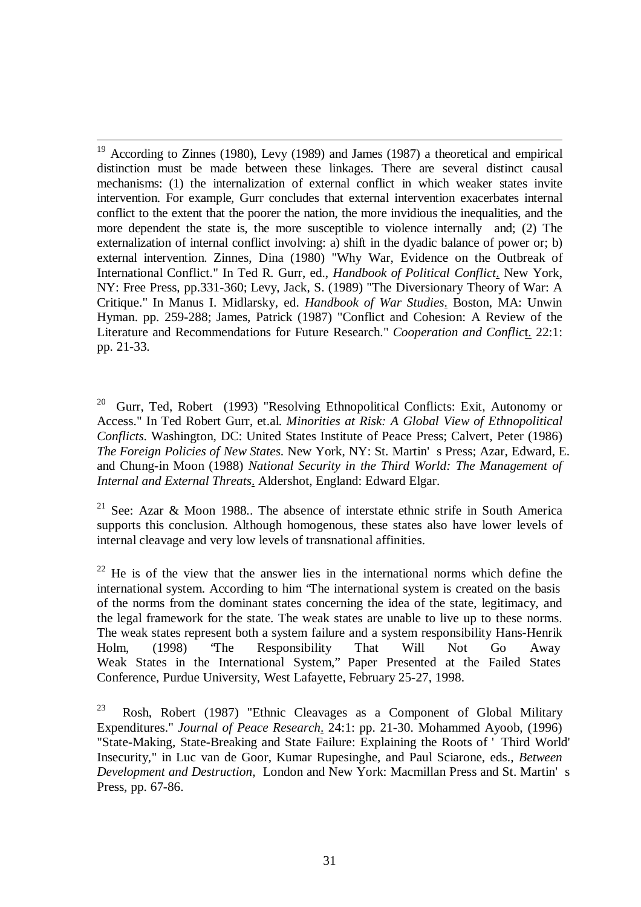[19] According to Zinnes (1980), Levy (1989) and James (1987) a theoretical and empirical distinction must be made between these linkages. There are several distinct causal mechanisms: (1) the internalization of external conflict in which weaker states invite intervention. For example, Gurr concludes that external intervention exacerbates internal conflict to the extent that the poorer the nation, the more invidious the inequalities, and the more dependent the state is, the more susceptible to violence internally and; (2) The externalization of internal conflict involving: a) shift in the dyadic balance of power or; b) external intervention. Zinnes, Dina (1980) "Why War, Evidence on the Outbreak of International Conflict." In Ted R. Gurr, ed., *Handbook of Political Conflict*. New York, NY: Free Press, pp.331-360; Levy, Jack, S. (1989) "The Diversionary Theory of War: A Critique." In Manus I. Midlarsky, ed. *Handbook of War Studies*. Boston, MA: Unwin Hyman. pp. 259-288; James, Patrick (1987) "Conflict and Cohesion: A Review of the Literature and Recommendations for Future Research." *Cooperation and Conflict*. 22:1: pp. 21-33.

[20] Gurr, Ted, Robert (1993) "Resolving Ethnopolitical Conflicts: Exit, Autonomy or Access." In Ted Robert Gurr, et.al. *Minorities at Risk: A Global View of Ethnopolitical Conflicts*. Washington, DC: United States Institute of Peace Press; Calvert, Peter (1986) *The Foreign Policies of New States*. New York, NY: St. Martin's Press; Azar, Edward, E. and Chung-in Moon (1988) *National Security in the Third World: The Management of Internal and External Threats*. Aldershot, England: Edward Elgar.

[21] See: Azar & Moon 1988.. The absence of interstate ethnic strife in South America supports this conclusion. Although homogenous, these states also have lower levels of internal cleavage and very low levels of transnational affinities.

[22] He is of the view that the answer lies in the international norms which define the international system. According to him "The international system is created on the basis of the norms from the dominant states concerning the idea of the state, legitimacy, and the legal framework for the state. The weak states are unable to live up to these norms. The weak states represent both a system failure and a system responsibility Hans-Henrik Holm, (1998) "The Responsibility That Will Not Go Away Weak States in the International System," Paper Presented at the Failed States Conference, Purdue University, West Lafayette, February 25-27, 1998.

[23] Rosh, Robert (1987) "Ethnic Cleavages as a Component of Global Military Expenditures." *Journal of Peace Research*. 24:1: pp. 21-30. Mohammed Ayoob, (1996) "State-Making, State-Breaking and State Failure: Explaining the Roots of 'Third World' Insecurity," in Luc van de Goor, Kumar Rupesinghe, and Paul Sciarone, eds., *Between Development and Destruction*, London and New York: Macmillan Press and St. Martin's Press, pp. 67-86.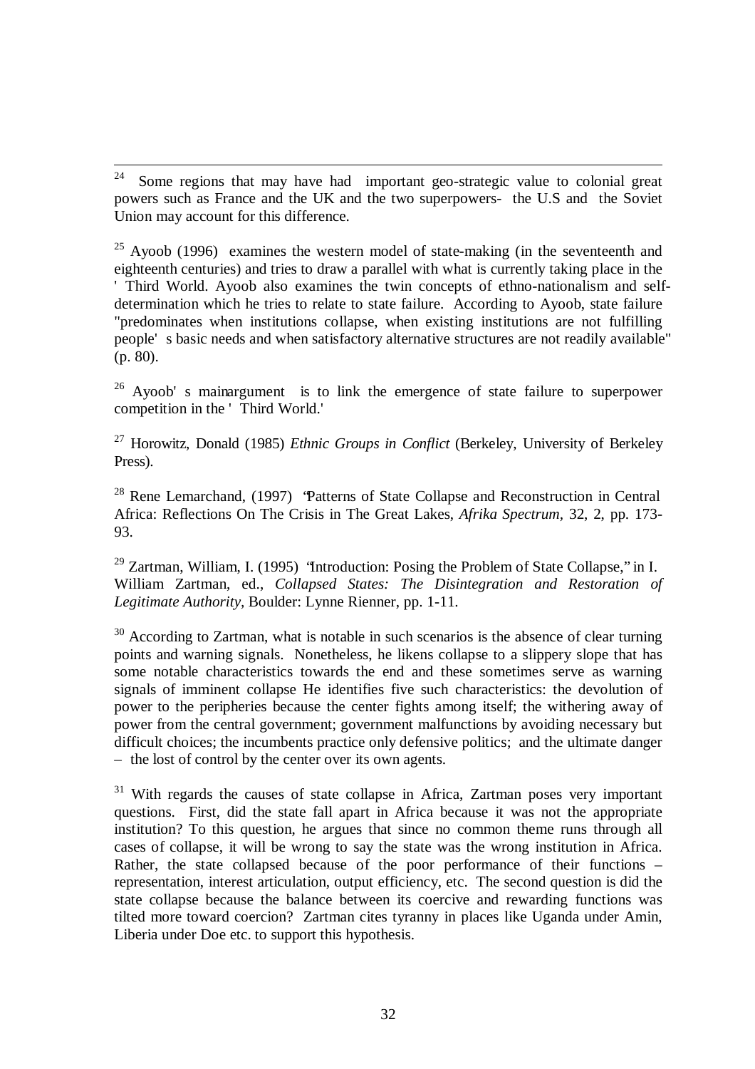[24] Some regions that may have had important geo-strategic value to colonial great powers such as France and the UK and the two superpowers- the U.S and the Soviet Union may account for this difference.

[25] Ayoob (1996) examines the western model of state-making (in the seventeenth and eighteenth centuries) and tries to draw a parallel with what is currently taking place in the 'Third World. Ayoob also examines the twin concepts of ethno-nationalism and self-determination which he tries to relate to state failure. According to Ayoob, state failure "predominates when institutions collapse, when existing institutions are not fulfilling people's basic needs and when satisfactory alternative structures are not readily available" (p. 80).

[26] Ayoob's main argument is to link the emergence of state failure to superpower competition in the 'Third World.'

[27] Horowitz, Donald (1985) *Ethnic Groups in Conflict* (Berkeley, University of Berkeley Press).

[28] Rene Lemarchand, (1997) "Patterns of State Collapse and Reconstruction in Central Africa: Reflections On The Crisis in The Great Lakes, *Afrika Spectrum*, 32, 2, pp. 173-93.

[29] Zartman, William, I. (1995) "Introduction: Posing the Problem of State Collapse," in I. William Zartman, ed., *Collapsed States: The Disintegration and Restoration of Legitimate Authority*, Boulder: Lynne Rienner, pp. 1-11.

[30] According to Zartman, what is notable in such scenarios is the absence of clear turning points and warning signals. Nonetheless, he likens collapse to a slippery slope that has some notable characteristics towards the end and these sometimes serve as warning signals of imminent collapse He identifies five such characteristics: the devolution of power to the peripheries because the center fights among itself; the withering away of power from the central government; government malfunctions by avoiding necessary but difficult choices; the incumbents practice only defensive politics; and the ultimate danger – the lost of control by the center over its own agents.

[31] With regards the causes of state collapse in Africa, Zartman poses very important questions. First, did the state fall apart in Africa because it was not the appropriate institution? To this question, he argues that since no common theme runs through all cases of collapse, it will be wrong to say the state was the wrong institution in Africa. Rather, the state collapsed because of the poor performance of their functions – representation, interest articulation, output efficiency, etc. The second question is did the state collapse because the balance between its coercive and rewarding functions was tilted more toward coercion? Zartman cites tyranny in places like Uganda under Amin, Liberia under Doe etc. to support this hypothesis.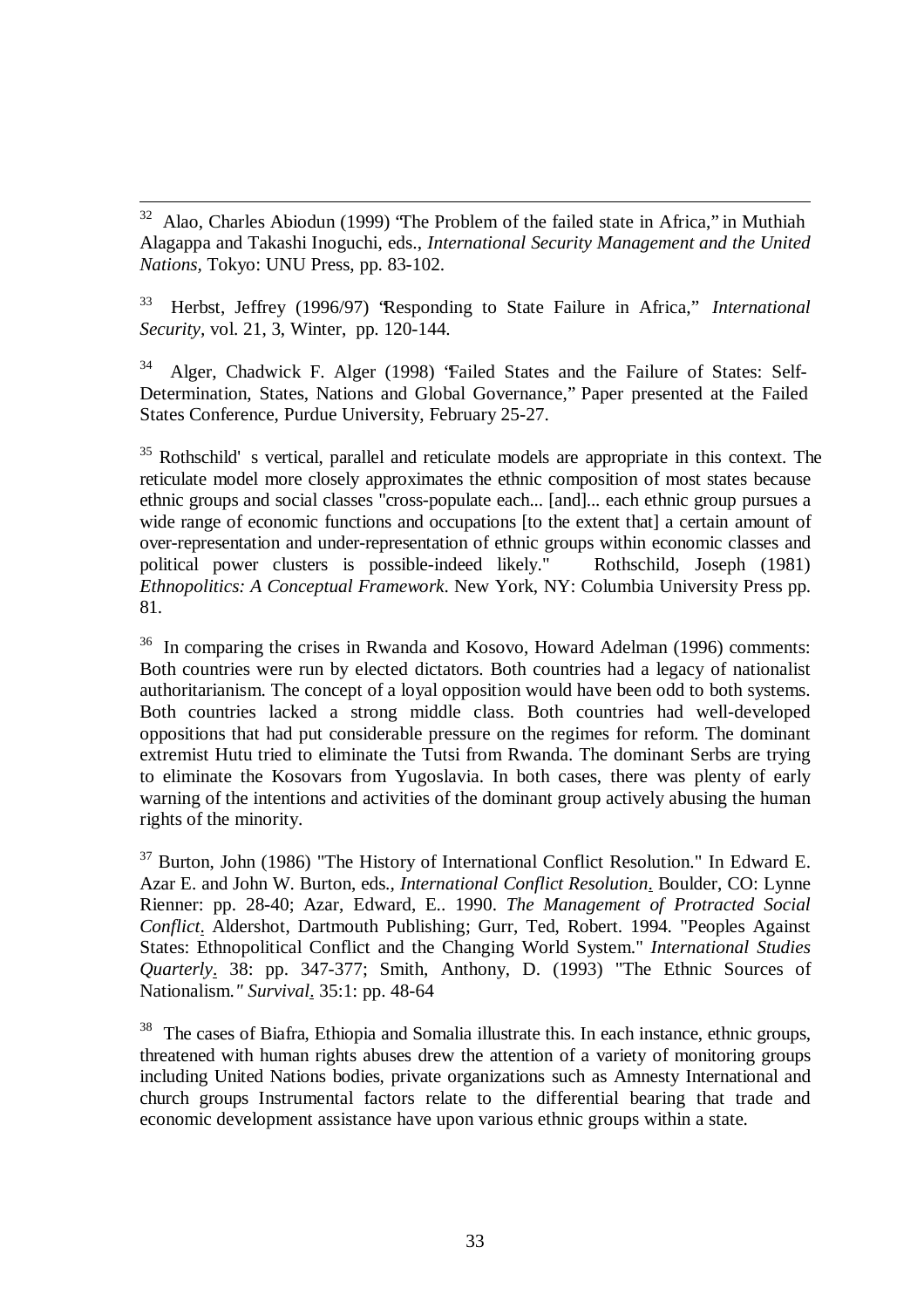[32] Alao, Charles Abiodun (1999) "The Problem of the failed state in Africa," in Muthiah Alagappa and Takashi Inoguchi, eds., *International Security Management and the United Nations*, Tokyo: UNU Press, pp. 83-102.

[33] Herbst, Jeffrey (1996/97) "Responding to State Failure in Africa," *International Security*, vol. 21, 3, Winter, pp. 120-144.

[34] Alger, Chadwick F. Alger (1998) "Failed States and the Failure of States: Self-Determination, States, Nations and Global Governance," Paper presented at the Failed States Conference, Purdue University, February 25-27.

[35] Rothschild' s vertical, parallel and reticulate models are appropriate in this context. The reticulate model more closely approximates the ethnic composition of most states because ethnic groups and social classes "cross-populate each... [and]... each ethnic group pursues a wide range of economic functions and occupations [to the extent that] a certain amount of over-representation and under-representation of ethnic groups within economic classes and political power clusters is possible-indeed likely." Rothschild, Joseph (1981) *Ethnopolitics: A Conceptual Framework*. New York, NY: Columbia University Press pp. 81.

[36] In comparing the crises in Rwanda and Kosovo, Howard Adelman (1996) comments: Both countries were run by elected dictators. Both countries had a legacy of nationalist authoritarianism. The concept of a loyal opposition would have been odd to both systems. Both countries lacked a strong middle class. Both countries had well-developed oppositions that had put considerable pressure on the regimes for reform. The dominant extremist Hutu tried to eliminate the Tutsi from Rwanda. The dominant Serbs are trying to eliminate the Kosovars from Yugoslavia. In both cases, there was plenty of early warning of the intentions and activities of the dominant group actively abusing the human rights of the minority.

[37] Burton, John (1986) "The History of International Conflict Resolution." In Edward E. Azar E. and John W. Burton, eds., *International Conflict Resolution*. Boulder, CO: Lynne Rienner: pp. 28-40; Azar, Edward, E.. 1990. *The Management of Protracted Social Conflict*. Aldershot, Dartmouth Publishing; Gurr, Ted, Robert. 1994. "Peoples Against States: Ethnopolitical Conflict and the Changing World System." *International Studies Quarterly*. 38: pp. 347-377; Smith, Anthony, D. (1993) "The Ethnic Sources of Nationalism." *Survival*. 35:1: pp. 48-64

[38] The cases of Biafra, Ethiopia and Somalia illustrate this. In each instance, ethnic groups, threatened with human rights abuses drew the attention of a variety of monitoring groups including United Nations bodies, private organizations such as Amnesty International and church groups Instrumental factors relate to the differential bearing that trade and economic development assistance have upon various ethnic groups within a state.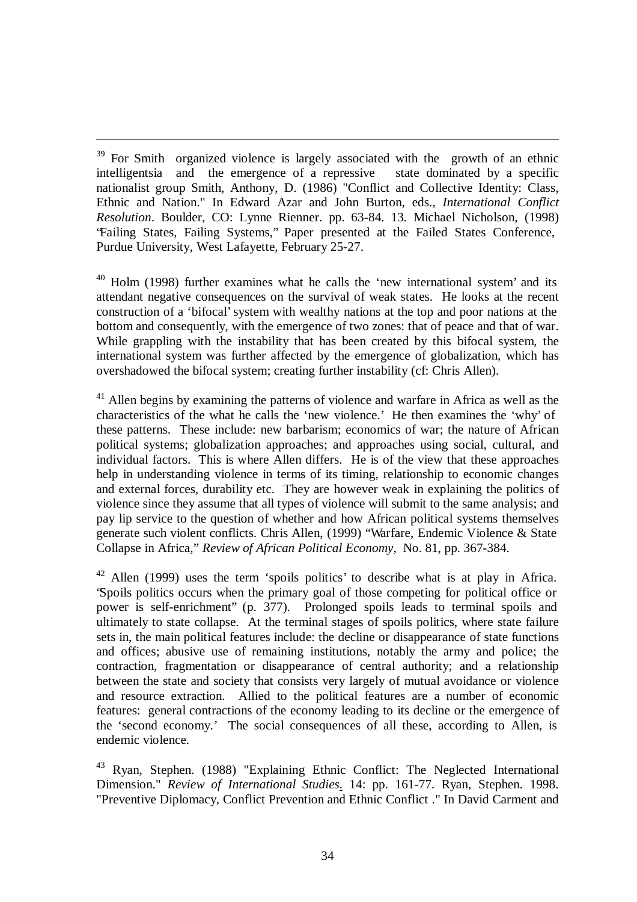[39] For Smith organized violence is largely associated with the growth of an ethnic intelligentsia and the emergence of a repressive state dominated by a specific nationalist group Smith, Anthony, D. (1986) "Conflict and Collective Identity: Class, Ethnic and Nation." In Edward Azar and John Burton, eds., *International Conflict Resolution*. Boulder, CO: Lynne Rienner. pp. 63-84. 13. Michael Nicholson, (1998) "Failing States, Failing Systems," Paper presented at the Failed States Conference, Purdue University, West Lafayette, February 25-27.

[40] Holm (1998) further examines what he calls the 'new international system' and its attendant negative consequences on the survival of weak states. He looks at the recent construction of a 'bifocal' system with wealthy nations at the top and poor nations at the bottom and consequently, with the emergence of two zones: that of peace and that of war. While grappling with the instability that has been created by this bifocal system, the international system was further affected by the emergence of globalization, which has overshadowed the bifocal system; creating further instability (cf: Chris Allen).

[41] Allen begins by examining the patterns of violence and warfare in Africa as well as the characteristics of the what he calls the 'new violence.' He then examines the 'why' of these patterns. These include: new barbarism; economics of war; the nature of African political systems; globalization approaches; and approaches using social, cultural, and individual factors. This is where Allen differs. He is of the view that these approaches help in understanding violence in terms of its timing, relationship to economic changes and external forces, durability etc. They are however weak in explaining the politics of violence since they assume that all types of violence will submit to the same analysis; and pay lip service to the question of whether and how African political systems themselves generate such violent conflicts. Chris Allen, (1999) "Warfare, Endemic Violence & State Collapse in Africa," *Review of African Political Economy*, No. 81, pp. 367-384.

[42] Allen (1999) uses the term 'spoils politics' to describe what is at play in Africa. "Spoils politics occurs when the primary goal of those competing for political office or power is self-enrichment" (p. 377). Prolonged spoils leads to terminal spoils and ultimately to state collapse. At the terminal stages of spoils politics, where state failure sets in, the main political features include: the decline or disappearance of state functions and offices; abusive use of remaining institutions, notably the army and police; the contraction, fragmentation or disappearance of central authority; and a relationship between the state and society that consists very largely of mutual avoidance or violence and resource extraction. Allied to the political features are a number of economic features: general contractions of the economy leading to its decline or the emergence of the 'second economy.' The social consequences of all these, according to Allen, is endemic violence.

[43] Ryan, Stephen. (1988) "Explaining Ethnic Conflict: The Neglected International Dimension." *Review of International Studies*. 14: pp. 161-77. Ryan, Stephen. 1998. "Preventive Diplomacy, Conflict Prevention and Ethnic Conflict ." In David Carment and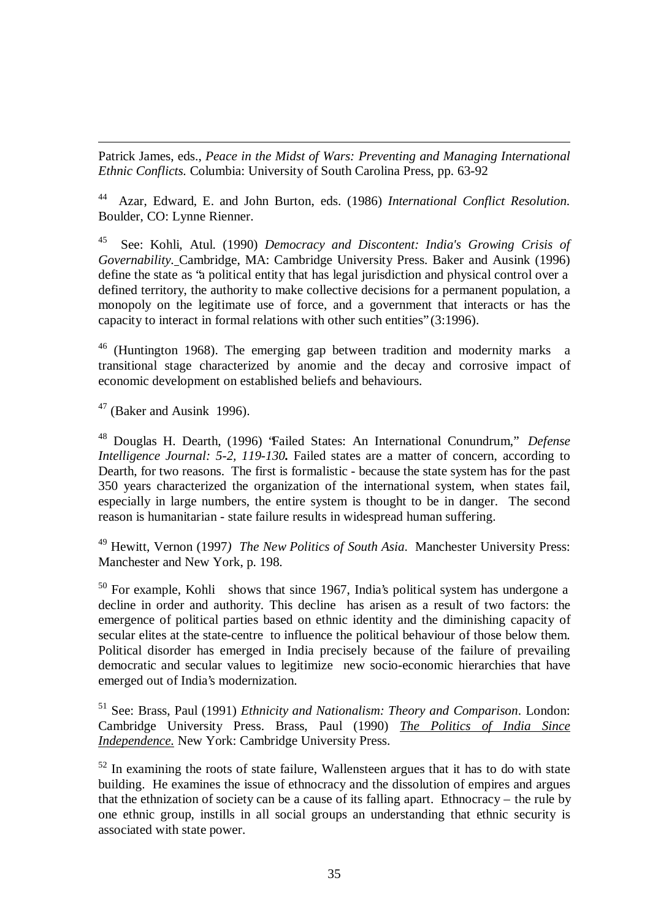Patrick James, eds., *Peace in the Midst of Wars: Preventing and Managing International Ethnic Conflicts.* Columbia: University of South Carolina Press, pp. 63-92

[44] Azar, Edward, E. and John Burton, eds. (1986) *International Conflict Resolution.* Boulder, CO: Lynne Rienner.

[45] See: Kohli, Atul. (1990) *Democracy and Discontent: India's Growing Crisis of Governability.* Cambridge, MA: Cambridge University Press. Baker and Ausink (1996) define the state as "a political entity that has legal jurisdiction and physical control over a defined territory, the authority to make collective decisions for a permanent population, a monopoly on the legitimate use of force, and a government that interacts or has the capacity to interact in formal relations with other such entities" (3:1996).

[46] (Huntington 1968). The emerging gap between tradition and modernity marks a transitional stage characterized by anomie and the decay and corrosive impact of economic development on established beliefs and behaviours.

[47] (Baker and Ausink 1996).

[48] Douglas H. Dearth, (1996) "Failed States: An International Conundrum," *Defense Intelligence Journal: 5-2, 119-130.* Failed states are a matter of concern, according to Dearth, for two reasons. The first is formalistic - because the state system has for the past 350 years characterized the organization of the international system, when states fail, especially in large numbers, the entire system is thought to be in danger. The second reason is humanitarian - state failure results in widespread human suffering.

[49] Hewitt, Vernon (1997) *The New Politics of South Asia.* Manchester University Press: Manchester and New York, p. 198.

[50] For example, Kohli shows that since 1967, India's political system has undergone a decline in order and authority. This decline has arisen as a result of two factors: the emergence of political parties based on ethnic identity and the diminishing capacity of secular elites at the state-centre to influence the political behaviour of those below them. Political disorder has emerged in India precisely because of the failure of prevailing democratic and secular values to legitimize new socio-economic hierarchies that have emerged out of India's modernization.

[51] See: Brass, Paul (1991) *Ethnicity and Nationalism: Theory and Comparison*. London: Cambridge University Press. Brass, Paul (1990) *The Politics of India Since Independence.* New York: Cambridge University Press.

[52] In examining the roots of state failure, Wallensteen argues that it has to do with state building. He examines the issue of ethnocracy and the dissolution of empires and argues that the ethnization of society can be a cause of its falling apart. Ethnocracy – the rule by one ethnic group, instills in all social groups an understanding that ethnic security is associated with state power.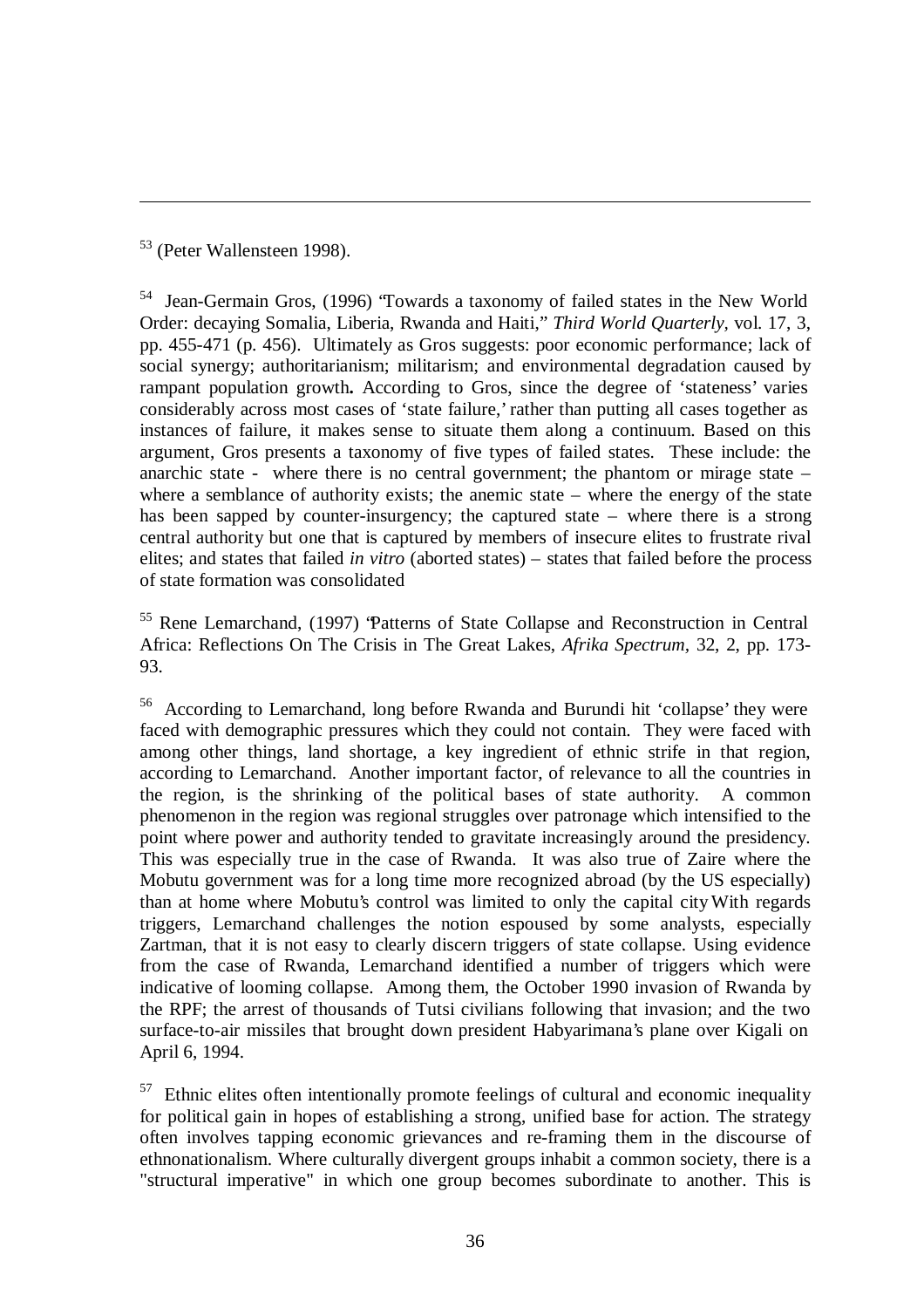[53] (Peter Wallensteen 1998).

[54] Jean-Germain Gros, (1996) "Towards a taxonomy of failed states in the New World Order: decaying Somalia, Liberia, Rwanda and Haiti," *Third World Quarterly*, vol. 17, 3, pp. 455-471 (p. 456). Ultimately as Gros suggests: poor economic performance; lack of social synergy; authoritarianism; militarism; and environmental degradation caused by rampant population growth**.** According to Gros, since the degree of 'stateness' varies considerably across most cases of 'state failure,' rather than putting all cases together as instances of failure, it makes sense to situate them along a continuum. Based on this argument, Gros presents a taxonomy of five types of failed states. These include: the anarchic state - where there is no central government; the phantom or mirage state – where a semblance of authority exists; the anemic state – where the energy of the state has been sapped by counter-insurgency; the captured state – where there is a strong central authority but one that is captured by members of insecure elites to frustrate rival elites; and states that failed *in vitro* (aborted states) – states that failed before the process of state formation was consolidated

[55] Rene Lemarchand, (1997) "Patterns of State Collapse and Reconstruction in Central Africa: Reflections On The Crisis in The Great Lakes, *Afrika Spectrum*, 32, 2, pp. 173-93.

[56] According to Lemarchand, long before Rwanda and Burundi hit 'collapse' they were faced with demographic pressures which they could not contain. They were faced with among other things, land shortage, a key ingredient of ethnic strife in that region, according to Lemarchand. Another important factor, of relevance to all the countries in the region, is the shrinking of the political bases of state authority. A common phenomenon in the region was regional struggles over patronage which intensified to the point where power and authority tended to gravitate increasingly around the presidency. This was especially true in the case of Rwanda. It was also true of Zaire where the Mobutu government was for a long time more recognized abroad (by the US especially) than at home where Mobutu's control was limited to only the capital city With regards triggers, Lemarchand challenges the notion espoused by some analysts, especially Zartman, that it is not easy to clearly discern triggers of state collapse. Using evidence from the case of Rwanda, Lemarchand identified a number of triggers which were indicative of looming collapse. Among them, the October 1990 invasion of Rwanda by the RPF; the arrest of thousands of Tutsi civilians following that invasion; and the two surface-to-air missiles that brought down president Habyarimana's plane over Kigali on April 6, 1994.

[57] Ethnic elites often intentionally promote feelings of cultural and economic inequality for political gain in hopes of establishing a strong, unified base for action. The strategy often involves tapping economic grievances and re-framing them in the discourse of ethnonationalism. Where culturally divergent groups inhabit a common society, there is a "structural imperative" in which one group becomes subordinate to another. This is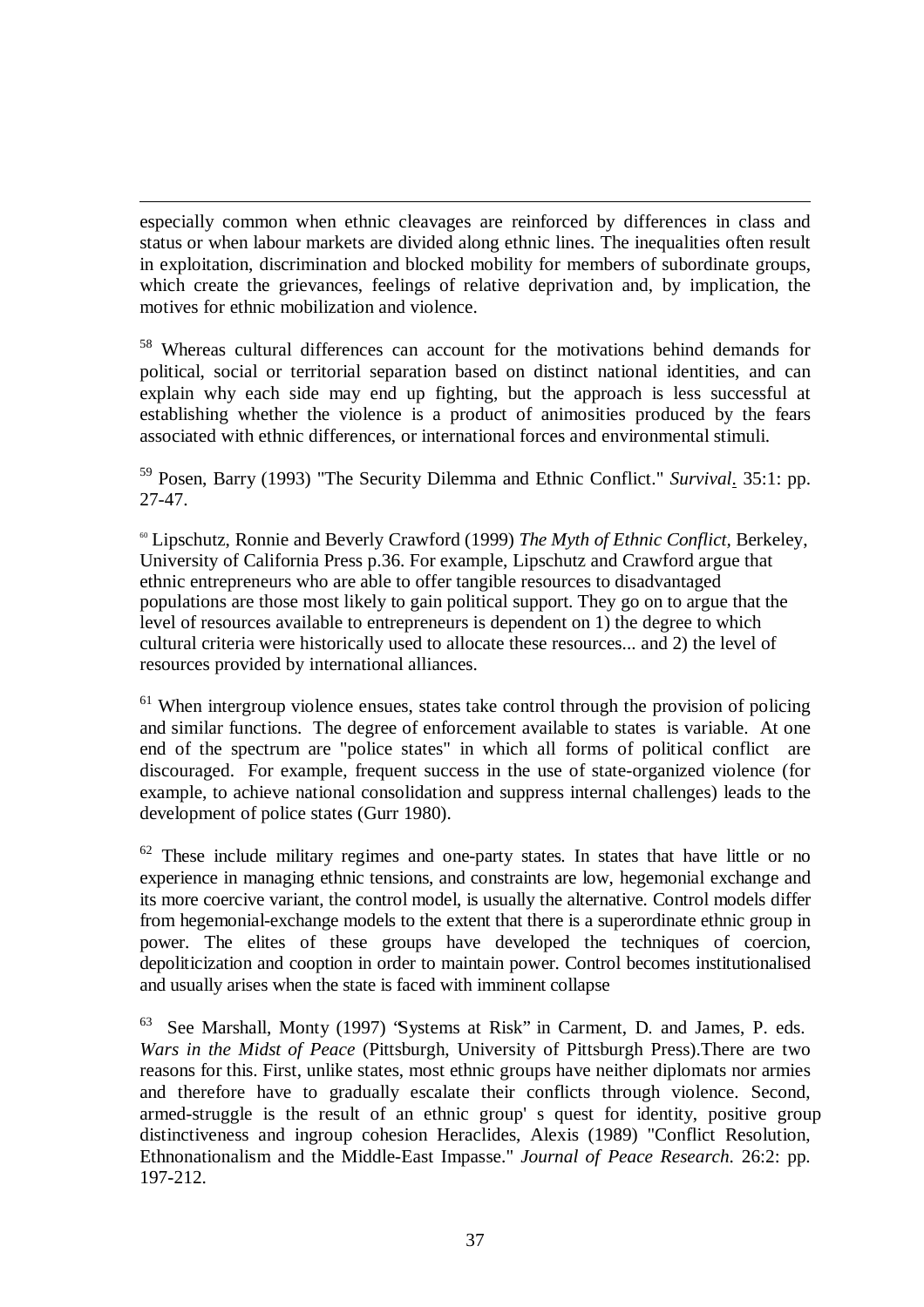especially common when ethnic cleavages are reinforced by differences in class and status or when labour markets are divided along ethnic lines. The inequalities often result in exploitation, discrimination and blocked mobility for members of subordinate groups, which create the grievances, feelings of relative deprivation and, by implication, the motives for ethnic mobilization and violence.

[58] Whereas cultural differences can account for the motivations behind demands for political, social or territorial separation based on distinct national identities, and can explain why each side may end up fighting, but the approach is less successful at establishing whether the violence is a product of animosities produced by the fears associated with ethnic differences, or international forces and environmental stimuli.

[59] Posen, Barry (1993) "The Security Dilemma and Ethnic Conflict." *Survival*. 35:1: pp. 27-47.

[60] Lipschutz, Ronnie and Beverly Crawford (1999) *The Myth of Ethnic Conflict*, Berkeley, University of California Press p.36. For example, Lipschutz and Crawford argue that ethnic entrepreneurs who are able to offer tangible resources to disadvantaged populations are those most likely to gain political support. They go on to argue that the level of resources available to entrepreneurs is dependent on 1) the degree to which cultural criteria were historically used to allocate these resources... and 2) the level of resources provided by international alliances.

[61] When intergroup violence ensues, states take control through the provision of policing and similar functions. The degree of enforcement available to states is variable. At one end of the spectrum are "police states" in which all forms of political conflict are discouraged. For example, frequent success in the use of state-organized violence (for example, to achieve national consolidation and suppress internal challenges) leads to the development of police states (Gurr 1980).

[62] These include military regimes and one-party states. In states that have little or no experience in managing ethnic tensions, and constraints are low, hegemonial exchange and its more coercive variant, the control model, is usually the alternative. Control models differ from hegemonial-exchange models to the extent that there is a superordinate ethnic group in power. The elites of these groups have developed the techniques of coercion, depoliticization and cooption in order to maintain power. Control becomes institutionalised and usually arises when the state is faced with imminent collapse

[63] See Marshall, Monty (1997) "Systems at Risk" in Carment, D. and James, P. eds. *Wars in the Midst of Peace* (Pittsburgh, University of Pittsburgh Press).There are two reasons for this. First, unlike states, most ethnic groups have neither diplomats nor armies and therefore have to gradually escalate their conflicts through violence. Second, armed-struggle is the result of an ethnic group' s quest for identity, positive group distinctiveness and ingroup cohesion Heraclides, Alexis (1989) "Conflict Resolution, Ethnonationalism and the Middle-East Impasse." *Journal of Peace Research*. 26:2: pp. 197-212.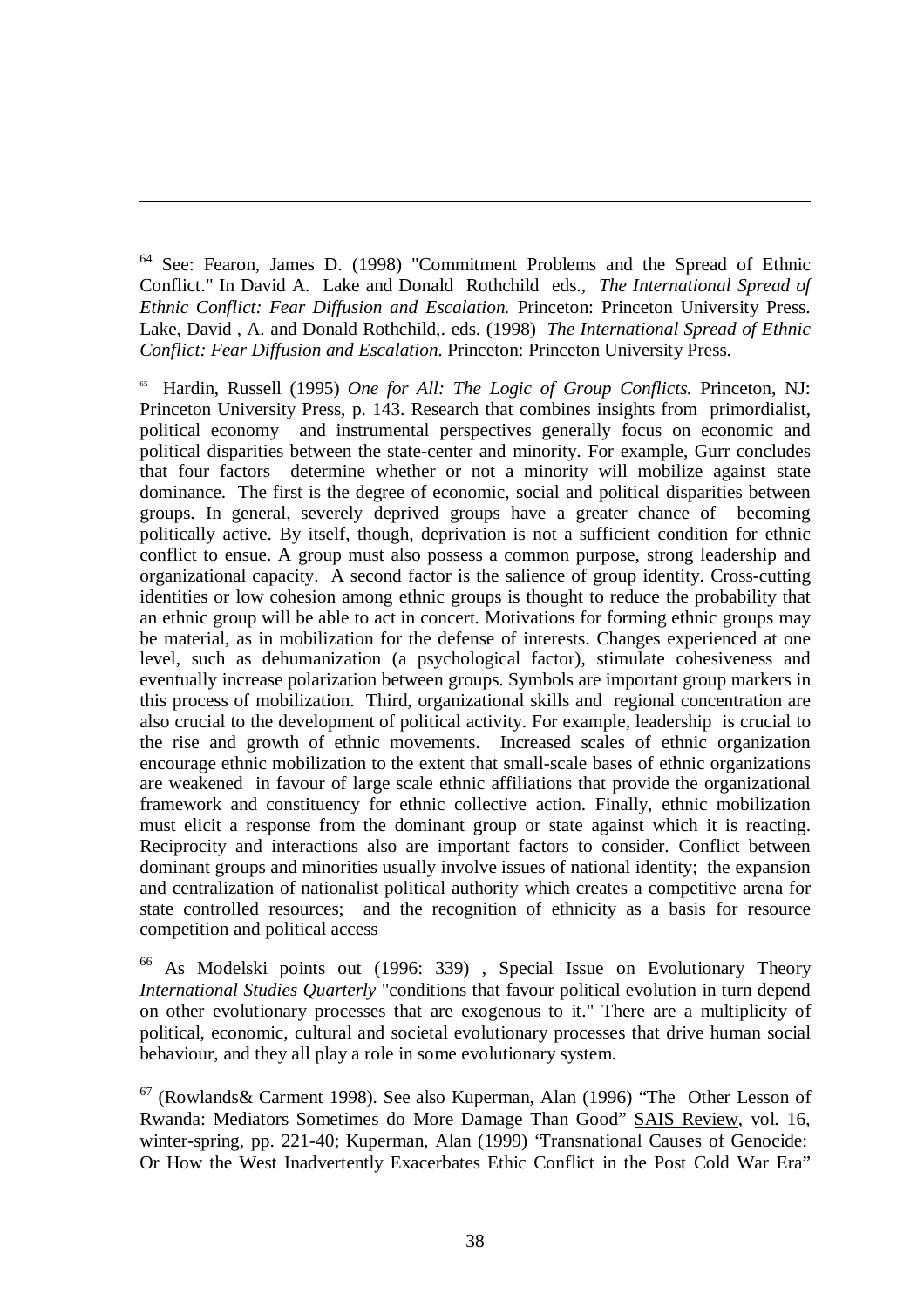[64] See: Fearon, James D. (1998) "Commitment Problems and the Spread of Ethnic Conflict." In David A. Lake and Donald Rothchild eds., *The International Spread of Ethnic Conflict: Fear Diffusion and Escalation.* Princeton: Princeton University Press. Lake, David , A. and Donald Rothchild,. eds. (1998) *The International Spread of Ethnic Conflict: Fear Diffusion and Escalation.* Princeton: Princeton University Press.

[65] Hardin, Russell (1995) *One for All: The Logic of Group Conflicts.* Princeton, NJ: Princeton University Press, p. 143. Research that combines insights from primordialist, political economy and instrumental perspectives generally focus on economic and political disparities between the state-center and minority. For example, Gurr concludes that four factors determine whether or not a minority will mobilize against state dominance. The first is the degree of economic, social and political disparities between groups. In general, severely deprived groups have a greater chance of becoming politically active. By itself, though, deprivation is not a sufficient condition for ethnic conflict to ensue. A group must also possess a common purpose, strong leadership and organizational capacity. A second factor is the salience of group identity. Cross-cutting identities or low cohesion among ethnic groups is thought to reduce the probability that an ethnic group will be able to act in concert. Motivations for forming ethnic groups may be material, as in mobilization for the defense of interests. Changes experienced at one level, such as dehumanization (a psychological factor), stimulate cohesiveness and eventually increase polarization between groups. Symbols are important group markers in this process of mobilization. Third, organizational skills and regional concentration are also crucial to the development of political activity. For example, leadership is crucial to the rise and growth of ethnic movements. Increased scales of ethnic organization encourage ethnic mobilization to the extent that small-scale bases of ethnic organizations are weakened in favour of large scale ethnic affiliations that provide the organizational framework and constituency for ethnic collective action. Finally, ethnic mobilization must elicit a response from the dominant group or state against which it is reacting. Reciprocity and interactions also are important factors to consider. Conflict between dominant groups and minorities usually involve issues of national identity; the expansion and centralization of nationalist political authority which creates a competitive arena for state controlled resources; and the recognition of ethnicity as a basis for resource competition and political access

[66] As Modelski points out (1996: 339) , Special Issue on Evolutionary Theory *International Studies Quarterly* "conditions that favour political evolution in turn depend on other evolutionary processes that are exogenous to it." There are a multiplicity of political, economic, cultural and societal evolutionary processes that drive human social behaviour, and they all play a role in some evolutionary system.

[67] (Rowlands& Carment 1998). See also Kuperman, Alan (1996) "The Other Lesson of Rwanda: Mediators Sometimes do More Damage Than Good" SAIS Review, vol. 16, winter-spring, pp. 221-40; Kuperman, Alan (1999) "Transnational Causes of Genocide: Or How the West Inadvertently Exacerbates Ethic Conflict in the Post Cold War Era"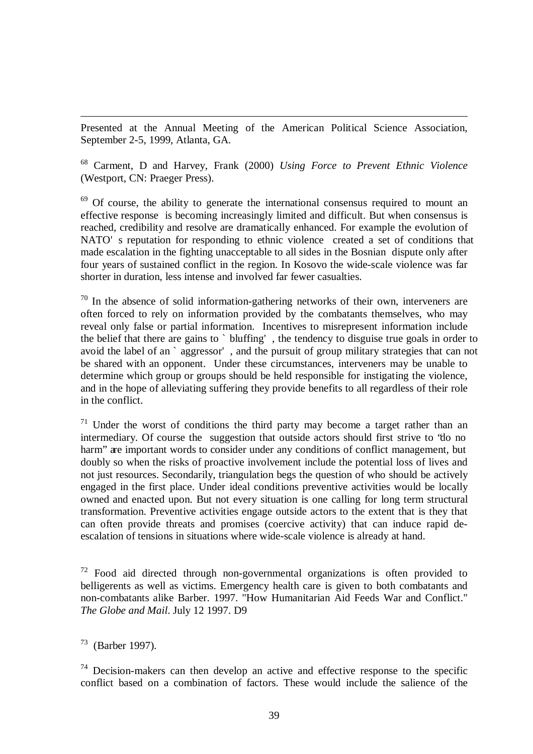Presented at the Annual Meeting of the American Political Science Association, September 2-5, 1999, Atlanta, GA.

[68] Carment, D and Harvey, Frank (2000) *Using Force to Prevent Ethnic Violence* (Westport, CN: Praeger Press).

[69] Of course, the ability to generate the international consensus required to mount an effective response is becoming increasingly limited and difficult. But when consensus is reached, credibility and resolve are dramatically enhanced. For example the evolution of NATO' s reputation for responding to ethnic violence created a set of conditions that made escalation in the fighting unacceptable to all sides in the Bosnian dispute only after four years of sustained conflict in the region. In Kosovo the wide-scale violence was far shorter in duration, less intense and involved far fewer casualties.

[70] In the absence of solid information-gathering networks of their own, interveners are often forced to rely on information provided by the combatants themselves, who may reveal only false or partial information. Incentives to misrepresent information include the belief that there are gains to ` bluffing' , the tendency to disguise true goals in order to avoid the label of an ` aggressor' , and the pursuit of group military strategies that can not be shared with an opponent. Under these circumstances, interveners may be unable to determine which group or groups should be held responsible for instigating the violence, and in the hope of alleviating suffering they provide benefits to all regardless of their role in the conflict.

[71] Under the worst of conditions the third party may become a target rather than an intermediary. Of course the suggestion that outside actors should first strive to "do no harm" are important words to consider under any conditions of conflict management, but doubly so when the risks of proactive involvement include the potential loss of lives and not just resources. Secondarily, triangulation begs the question of who should be actively engaged in the first place. Under ideal conditions preventive activities would be locally owned and enacted upon. But not every situation is one calling for long term structural transformation. Preventive activities engage outside actors to the extent that is they that can often provide threats and promises (coercive activity) that can induce rapid de-escalation of tensions in situations where wide-scale violence is already at hand.

[72] Food aid directed through non-governmental organizations is often provided to belligerents as well as victims. Emergency health care is given to both combatants and non-combatants alike Barber. 1997. "How Humanitarian Aid Feeds War and Conflict." *The Globe and Mail*. July 12 1997. D9

[73] (Barber 1997).

[74] Decision-makers can then develop an active and effective response to the specific conflict based on a combination of factors. These would include the salience of the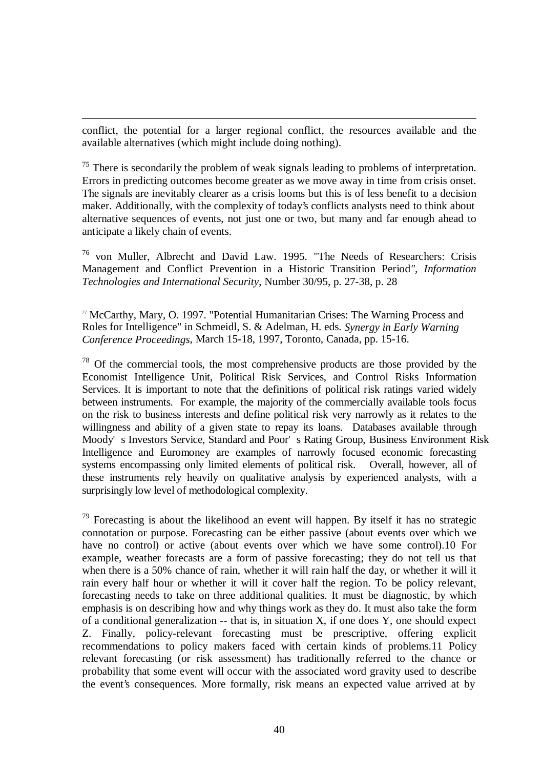conflict, the potential for a larger regional conflict, the resources available and the available alternatives (which might include doing nothing).

[75] There is secondarily the problem of weak signals leading to problems of interpretation. Errors in predicting outcomes become greater as we move away in time from crisis onset. The signals are inevitably clearer as a crisis looms but this is of less benefit to a decision maker. Additionally, with the complexity of today's conflicts analysts need to think about alternative sequences of events, not just one or two, but many and far enough ahead to anticipate a likely chain of events.

[76] von Muller, Albrecht and David Law. 1995. "The Needs of Researchers: Crisis Management and Conflict Prevention in a Historic Transition Period", *Information Technologies and International Security*, Number 30/95, p. 27-38, p. 28

[77] McCarthy, Mary, O. 1997. "Potential Humanitarian Crises: The Warning Process and Roles for Intelligence" in Schmeidl, S. & Adelman, H. eds. *Synergy in Early Warning Conference Proceedings*, March 15-18, 1997, Toronto, Canada, pp. 15-16.

[78] Of the commercial tools, the most comprehensive products are those provided by the Economist Intelligence Unit, Political Risk Services, and Control Risks Information Services. It is important to note that the definitions of political risk ratings varied widely between instruments. For example, the majority of the commercially available tools focus on the risk to business interests and define political risk very narrowly as it relates to the willingness and ability of a given state to repay its loans. Databases available through Moody' s Investors Service, Standard and Poor' s Rating Group, Business Environment Risk Intelligence and Euromoney are examples of narrowly focused economic forecasting systems encompassing only limited elements of political risk. Overall, however, all of these instruments rely heavily on qualitative analysis by experienced analysts, with a surprisingly low level of methodological complexity.

[79] Forecasting is about the likelihood an event will happen. By itself it has no strategic connotation or purpose. Forecasting can be either passive (about events over which we have no control) or active (about events over which we have some control).10 For example, weather forecasts are a form of passive forecasting; they do not tell us that when there is a 50% chance of rain, whether it will rain half the day, or whether it will it rain every half hour or whether it will it cover half the region. To be policy relevant, forecasting needs to take on three additional qualities. It must be diagnostic, by which emphasis is on describing how and why things work as they do. It must also take the form of a conditional generalization -- that is, in situation X, if one does Y, one should expect Z. Finally, policy-relevant forecasting must be prescriptive, offering explicit recommendations to policy makers faced with certain kinds of problems.11 Policy relevant forecasting (or risk assessment) has traditionally referred to the chance or probability that some event will occur with the associated word gravity used to describe the event's consequences. More formally, risk means an expected value arrived at by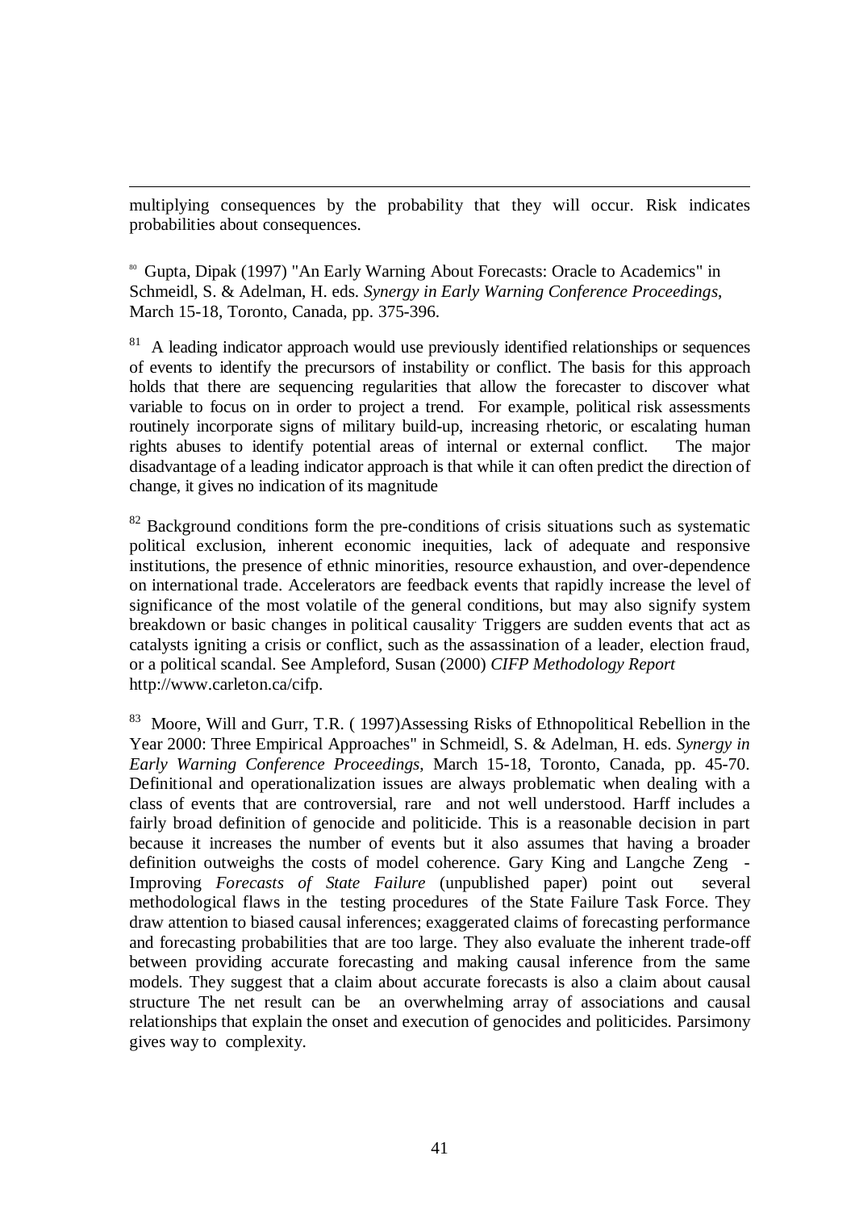multiplying consequences by the probability that they will occur. Risk indicates probabilities about consequences.

[80] Gupta, Dipak (1997) "An Early Warning About Forecasts: Oracle to Academics" in Schmeidl, S. & Adelman, H. eds. *Synergy in Early Warning Conference Proceedings*, March 15-18, Toronto, Canada, pp. 375-396.

[81] A leading indicator approach would use previously identified relationships or sequences of events to identify the precursors of instability or conflict. The basis for this approach holds that there are sequencing regularities that allow the forecaster to discover what variable to focus on in order to project a trend. For example, political risk assessments routinely incorporate signs of military build-up, increasing rhetoric, or escalating human rights abuses to identify potential areas of internal or external conflict. The major disadvantage of a leading indicator approach is that while it can often predict the direction of change, it gives no indication of its magnitude

[82] Background conditions form the pre-conditions of crisis situations such as systematic political exclusion, inherent economic inequities, lack of adequate and responsive institutions, the presence of ethnic minorities, resource exhaustion, and over-dependence on international trade. Accelerators are feedback events that rapidly increase the level of significance of the most volatile of the general conditions, but may also signify system breakdown or basic changes in political causality. Triggers are sudden events that act as catalysts igniting a crisis or conflict, such as the assassination of a leader, election fraud, or a political scandal. See Ampleford, Susan (2000) *CIFP Methodology Report* http://www.carleton.ca/cifp.

[83] Moore, Will and Gurr, T.R. ( 1997)Assessing Risks of Ethnopolitical Rebellion in the Year 2000: Three Empirical Approaches" in Schmeidl, S. & Adelman, H. eds. *Synergy in Early Warning Conference Proceedings*, March 15-18, Toronto, Canada, pp. 45-70. Definitional and operationalization issues are always problematic when dealing with a class of events that are controversial, rare and not well understood. Harff includes a fairly broad definition of genocide and politicide. This is a reasonable decision in part because it increases the number of events but it also assumes that having a broader definition outweighs the costs of model coherence. Gary King and Langche Zeng - Improving *Forecasts of State Failure* (unpublished paper) point out several methodological flaws in the testing procedures of the State Failure Task Force. They draw attention to biased causal inferences; exaggerated claims of forecasting performance and forecasting probabilities that are too large. They also evaluate the inherent trade-off between providing accurate forecasting and making causal inference from the same models. They suggest that a claim about accurate forecasts is also a claim about causal structure The net result can be an overwhelming array of associations and causal relationships that explain the onset and execution of genocides and politicides. Parsimony gives way to complexity.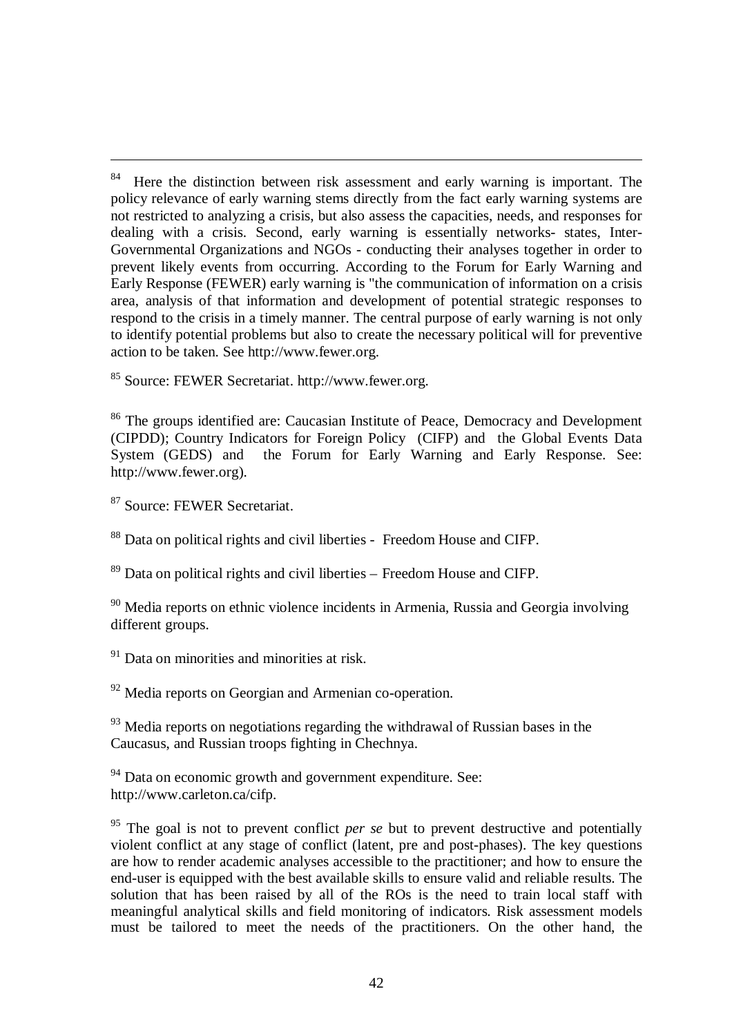[84] Here the distinction between risk assessment and early warning is important. The policy relevance of early warning stems directly from the fact early warning systems are not restricted to analyzing a crisis, but also assess the capacities, needs, and responses for dealing with a crisis. Second, early warning is essentially networks- states, Inter-Governmental Organizations and NGOs - conducting their analyses together in order to prevent likely events from occurring. According to the Forum for Early Warning and Early Response (FEWER) early warning is "the communication of information on a crisis area, analysis of that information and development of potential strategic responses to respond to the crisis in a timely manner. The central purpose of early warning is not only to identify potential problems but also to create the necessary political will for preventive action to be taken. See http://www.fewer.org.

[85] Source: FEWER Secretariat. http://www.fewer.org.

[86] The groups identified are: Caucasian Institute of Peace, Democracy and Development (CIPDD); Country Indicators for Foreign Policy (CIFP) and the Global Events Data System (GEDS) and the Forum for Early Warning and Early Response. See: http://www.fewer.org).

[87] Source: FEWER Secretariat.

[88] Data on political rights and civil liberties - Freedom House and CIFP.

[89] Data on political rights and civil liberties – Freedom House and CIFP.

[90] Media reports on ethnic violence incidents in Armenia, Russia and Georgia involving different groups.

[91] Data on minorities and minorities at risk.

[92] Media reports on Georgian and Armenian co-operation.

[93] Media reports on negotiations regarding the withdrawal of Russian bases in the Caucasus, and Russian troops fighting in Chechnya.

[94] Data on economic growth and government expenditure. See: http://www.carleton.ca/cifp.

[95] The goal is not to prevent conflict *per se* but to prevent destructive and potentially violent conflict at any stage of conflict (latent, pre and post-phases). The key questions are how to render academic analyses accessible to the practitioner; and how to ensure the end-user is equipped with the best available skills to ensure valid and reliable results. The solution that has been raised by all of the ROs is the need to train local staff with meaningful analytical skills and field monitoring of indicators. Risk assessment models must be tailored to meet the needs of the practitioners. On the other hand, the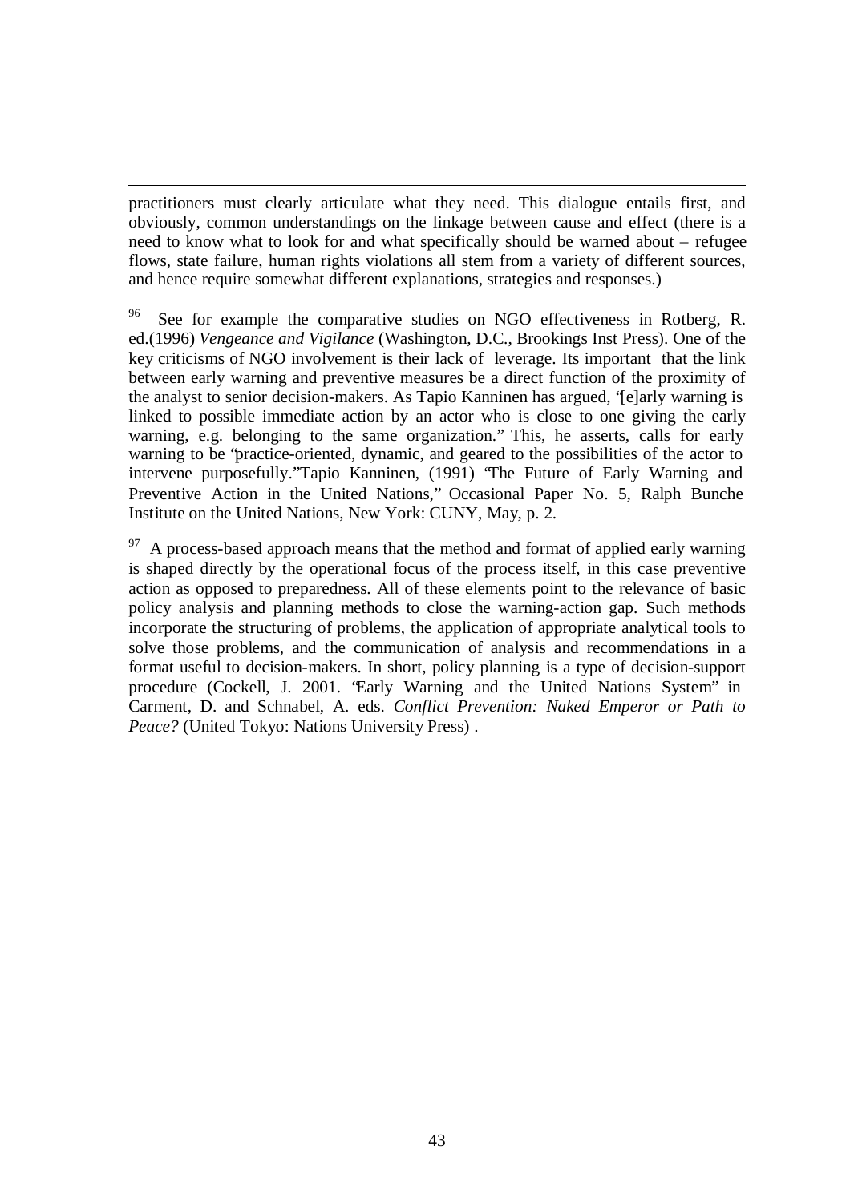practitioners must clearly articulate what they need. This dialogue entails first, and obviously, common understandings on the linkage between cause and effect (there is a need to know what to look for and what specifically should be warned about – refugee flows, state failure, human rights violations all stem from a variety of different sources, and hence require somewhat different explanations, strategies and responses.)

[96] See for example the comparative studies on NGO effectiveness in Rotberg, R. ed.(1996) *Vengeance and Vigilance* (Washington, D.C., Brookings Inst Press). One of the key criticisms of NGO involvement is their lack of leverage. Its important that the link between early warning and preventive measures be a direct function of the proximity of the analyst to senior decision-makers. As Tapio Kanninen has argued, "[e]arly warning is linked to possible immediate action by an actor who is close to one giving the early warning, e.g. belonging to the same organization." This, he asserts, calls for early warning to be "practice-oriented, dynamic, and geared to the possibilities of the actor to intervene purposefully."Tapio Kanninen, (1991) "The Future of Early Warning and Preventive Action in the United Nations," Occasional Paper No. 5, Ralph Bunche Institute on the United Nations, New York: CUNY, May, p. 2.

[97] A process-based approach means that the method and format of applied early warning is shaped directly by the operational focus of the process itself, in this case preventive action as opposed to preparedness. All of these elements point to the relevance of basic policy analysis and planning methods to close the warning-action gap. Such methods incorporate the structuring of problems, the application of appropriate analytical tools to solve those problems, and the communication of analysis and recommendations in a format useful to decision-makers. In short, policy planning is a type of decision-support procedure (Cockell, J. 2001. "Early Warning and the United Nations System" in Carment, D. and Schnabel, A. eds. *Conflict Prevention: Naked Emperor or Path to Peace?* (United Tokyo: Nations University Press) .